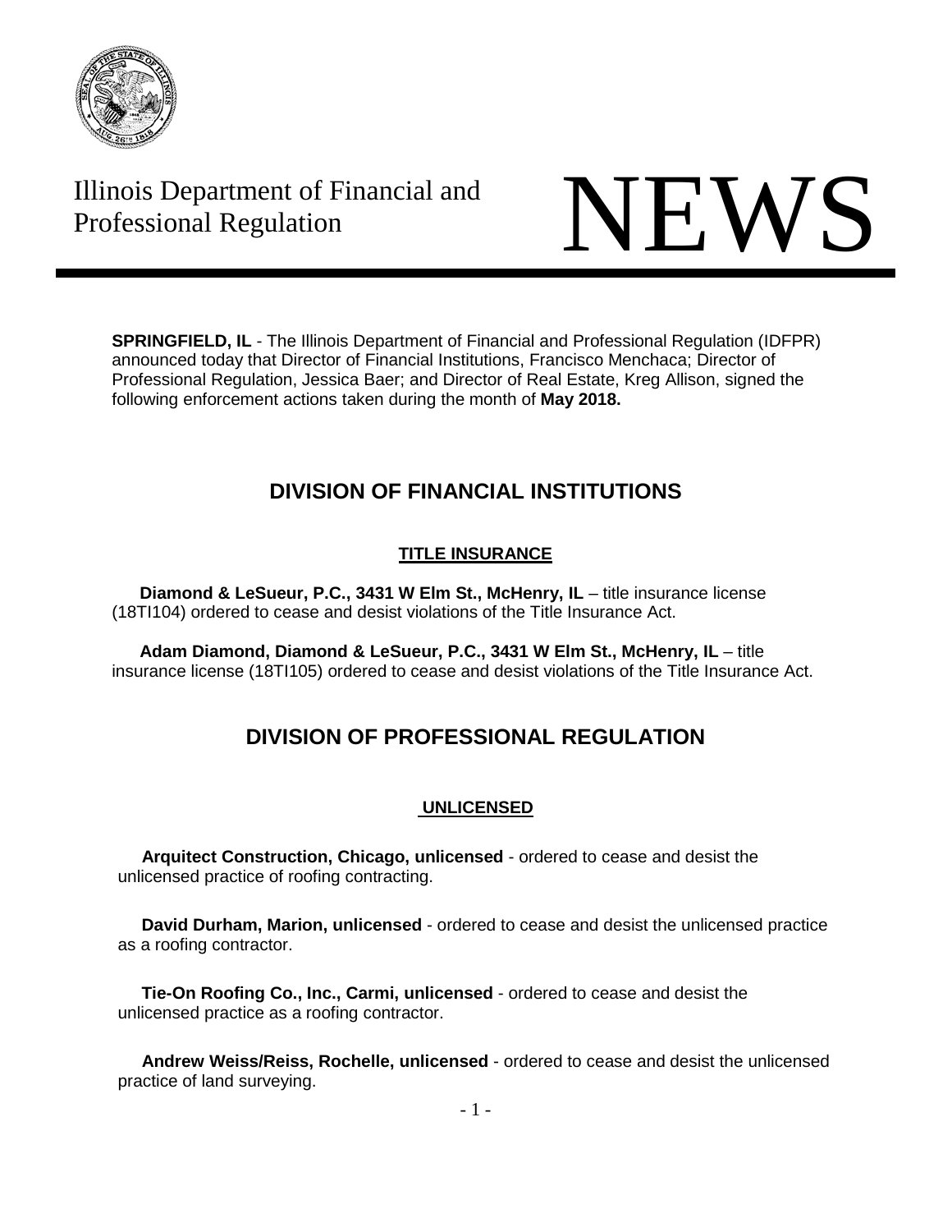Illinois Department of Financial and Professional Regulation

# NEWS

**SPRINGFIELD, IL** - The Illinois Department of Financial and Professional Regulation (IDFPR) announced today that Director of Financial Institutions, Francisco Menchaca; Director of Professional Regulation, Jessica Baer; and Director of Real Estate, Kreg Allison, signed the following enforcement actions taken during the month of **May 2018.**

## DIVISION OF FINANCIAL INSTITUTIONS

### TITLE INSURANCE

**Diamond & LeSueur, P.C., 3431 W Elm St., McHenry, IL** – title insurance license (18TI104) ordered to cease and desist violations of the Title Insurance Act.

**Adam Diamond, Diamond & LeSueur, P.C., 3431 W Elm St., McHenry, IL** – title insurance license (18TI105) ordered to cease and desist violations of the Title Insurance Act.

## DIVISION OF PROFESSIONAL REGULATION

### UNLICENSED

**Arquitect Construction, Chicago, unlicensed** - ordered to cease and desist the unlicensed practice of roofing contracting.

**David Durham, Marion, unlicensed** - ordered to cease and desist the unlicensed practice as a roofing contractor.

**Tie-On Roofing Co., Inc., Carmi, unlicensed** - ordered to cease and desist the unlicensed practice as a roofing contractor.

**Andrew Weiss/Reiss, Rochelle, unlicensed** - ordered to cease and desist the unlicensed practice of land surveying.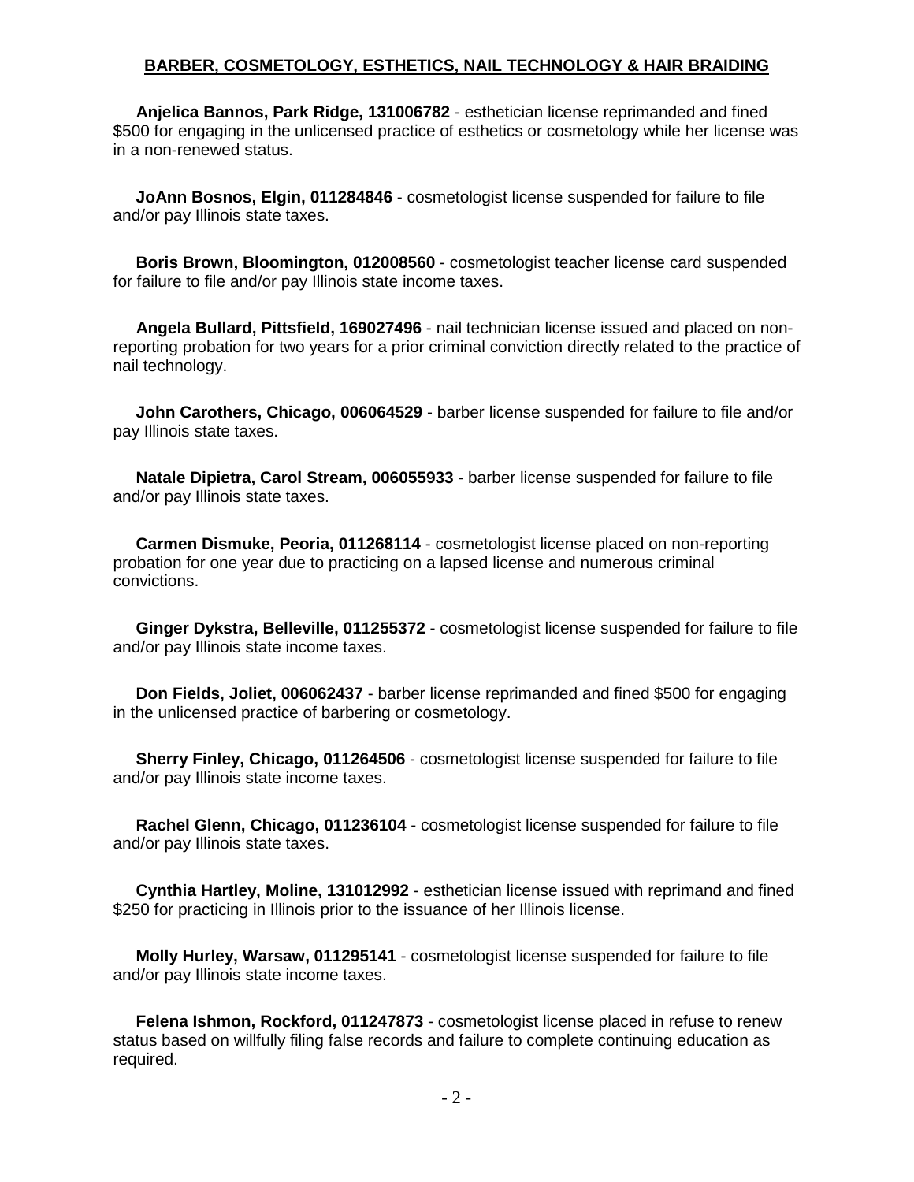**BARBER, COSMETOLOGY, ESTHETICS, NAIL TECHNOLOGY & HAIR BRAIDING**

**Anjelica Bannos, Park Ridge, 131006782** - esthetician license reprimanded and fined $500 for engaging in the unlicensed practice of esthetics or cosmetology while her license was in a non-renewed status.

**JoAnn Bosnos, Elgin, 011284846** - cosmetologist license suspended for failure to file and/or pay Illinois state taxes.

**Boris Brown, Bloomington, 012008560** - cosmetologist teacher license card suspended for failure to file and/or pay Illinois state income taxes.

**Angela Bullard, Pittsfield, 169027496** - nail technician license issued and placed on non-reporting probation for two years for a prior criminal conviction directly related to the practice of nail technology.

**John Carothers, Chicago, 006064529** - barber license suspended for failure to file and/or pay Illinois state taxes.

**Natale Dipietra, Carol Stream, 006055933** - barber license suspended for failure to file and/or pay Illinois state taxes.

**Carmen Dismuke, Peoria, 011268114** - cosmetologist license placed on non-reporting probation for one year due to practicing on a lapsed license and numerous criminal convictions.

**Ginger Dykstra, Belleville, 011255372** - cosmetologist license suspended for failure to file and/or pay Illinois state income taxes.

**Don Fields, Joliet, 006062437** - barber license reprimanded and fined $500 for engaging in the unlicensed practice of barbering or cosmetology.

**Sherry Finley, Chicago, 011264506** - cosmetologist license suspended for failure to file and/or pay Illinois state income taxes.

**Rachel Glenn, Chicago, 011236104** - cosmetologist license suspended for failure to file and/or pay Illinois state taxes.

**Cynthia Hartley, Moline, 131012992** - esthetician license issued with reprimand and fined $250 for practicing in Illinois prior to the issuance of her Illinois license.

**Molly Hurley, Warsaw, 011295141** - cosmetologist license suspended for failure to file and/or pay Illinois state income taxes.

**Felena Ishmon, Rockford, 011247873** - cosmetologist license placed in refuse to renew status based on willfully filing false records and failure to complete continuing education as required.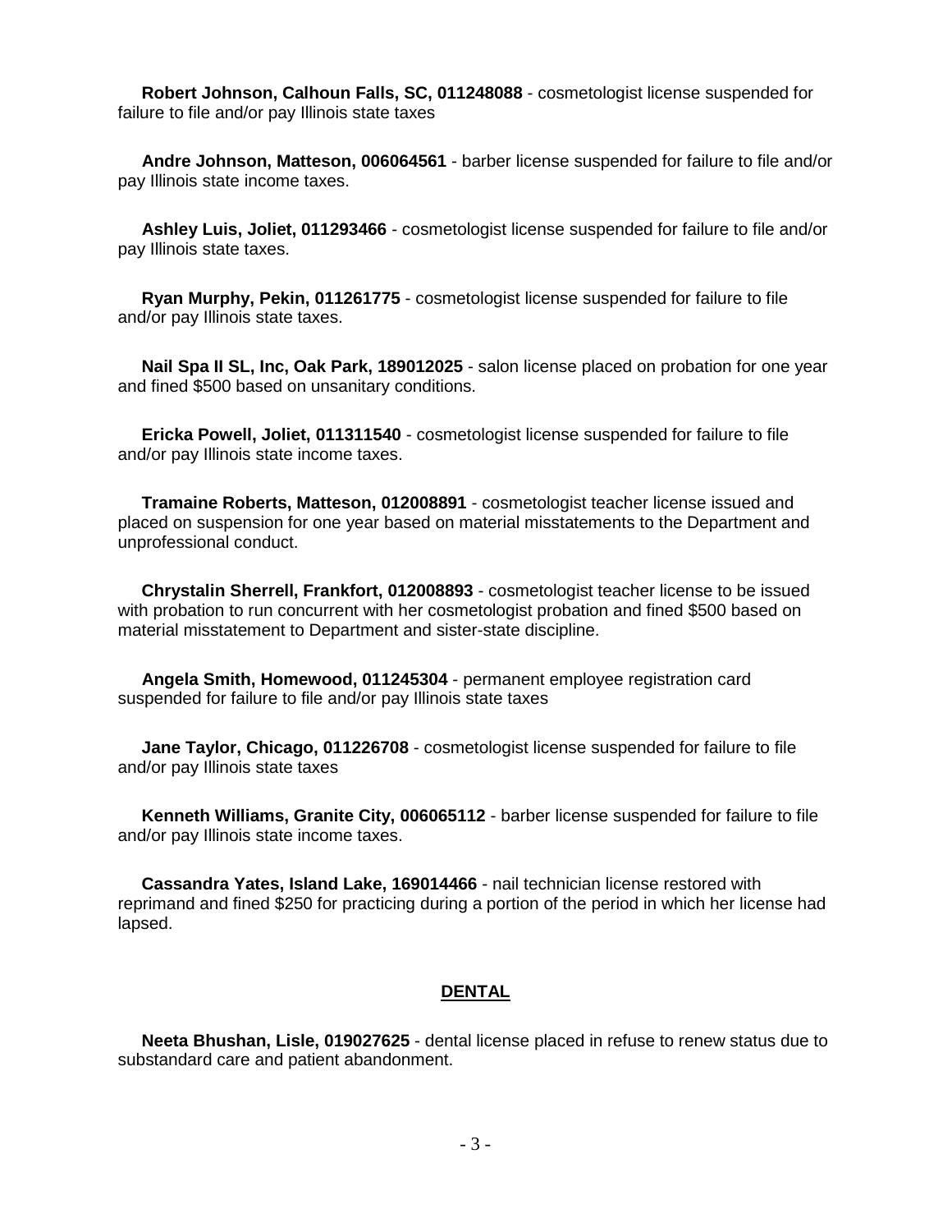**Robert Johnson, Calhoun Falls, SC, 011248088** - cosmetologist license suspended for failure to file and/or pay Illinois state taxes

**Andre Johnson, Matteson, 006064561** - barber license suspended for failure to file and/or pay Illinois state income taxes.

**Ashley Luis, Joliet, 011293466** - cosmetologist license suspended for failure to file and/or pay Illinois state taxes.

**Ryan Murphy, Pekin, 011261775** - cosmetologist license suspended for failure to file and/or pay Illinois state taxes.

**Nail Spa II SL, Inc, Oak Park, 189012025** - salon license placed on probation for one year and fined $500 based on unsanitary conditions.

**Ericka Powell, Joliet, 011311540** - cosmetologist license suspended for failure to file and/or pay Illinois state income taxes.

**Tramaine Roberts, Matteson, 012008891** - cosmetologist teacher license issued and placed on suspension for one year based on material misstatements to the Department and unprofessional conduct.

**Chrystalin Sherrell, Frankfort, 012008893** - cosmetologist teacher license to be issued with probation to run concurrent with her cosmetologist probation and fined $500 based on material misstatement to Department and sister-state discipline.

**Angela Smith, Homewood, 011245304** - permanent employee registration card suspended for failure to file and/or pay Illinois state taxes

**Jane Taylor, Chicago, 011226708** - cosmetologist license suspended for failure to file and/or pay Illinois state taxes

**Kenneth Williams, Granite City, 006065112** - barber license suspended for failure to file and/or pay Illinois state income taxes.

**Cassandra Yates, Island Lake, 169014466** - nail technician license restored with reprimand and fined $250 for practicing during a portion of the period in which her license had lapsed.

## DENTAL

**Neeta Bhushan, Lisle, 019027625** - dental license placed in refuse to renew status due to substandard care and patient abandonment.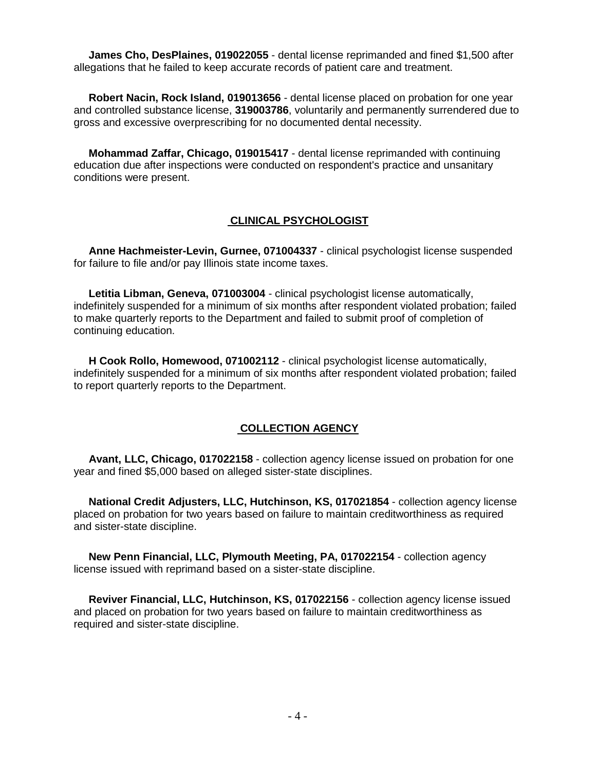**James Cho, DesPlaines, 019022055** - dental license reprimanded and fined $1,500 after allegations that he failed to keep accurate records of patient care and treatment.

**Robert Nacin, Rock Island, 019013656** - dental license placed on probation for one year and controlled substance license, **319003786**, voluntarily and permanently surrendered due to gross and excessive overprescribing for no documented dental necessity.

**Mohammad Zaffar, Chicago, 019015417** - dental license reprimanded with continuing education due after inspections were conducted on respondent's practice and unsanitary conditions were present.

## CLINICAL PSYCHOLOGIST

**Anne Hachmeister-Levin, Gurnee, 071004337** - clinical psychologist license suspended for failure to file and/or pay Illinois state income taxes.

**Letitia Libman, Geneva, 071003004** - clinical psychologist license automatically, indefinitely suspended for a minimum of six months after respondent violated probation; failed to make quarterly reports to the Department and failed to submit proof of completion of continuing education.

**H Cook Rollo, Homewood, 071002112** - clinical psychologist license automatically, indefinitely suspended for a minimum of six months after respondent violated probation; failed to report quarterly reports to the Department.

## COLLECTION AGENCY

**Avant, LLC, Chicago, 017022158** - collection agency license issued on probation for one year and fined $5,000 based on alleged sister-state disciplines.

**National Credit Adjusters, LLC, Hutchinson, KS, 017021854** - collection agency license placed on probation for two years based on failure to maintain creditworthiness as required and sister-state discipline.

**New Penn Financial, LLC, Plymouth Meeting, PA, 017022154** - collection agency license issued with reprimand based on a sister-state discipline.

**Reviver Financial, LLC, Hutchinson, KS, 017022156** - collection agency license issued and placed on probation for two years based on failure to maintain creditworthiness as required and sister-state discipline.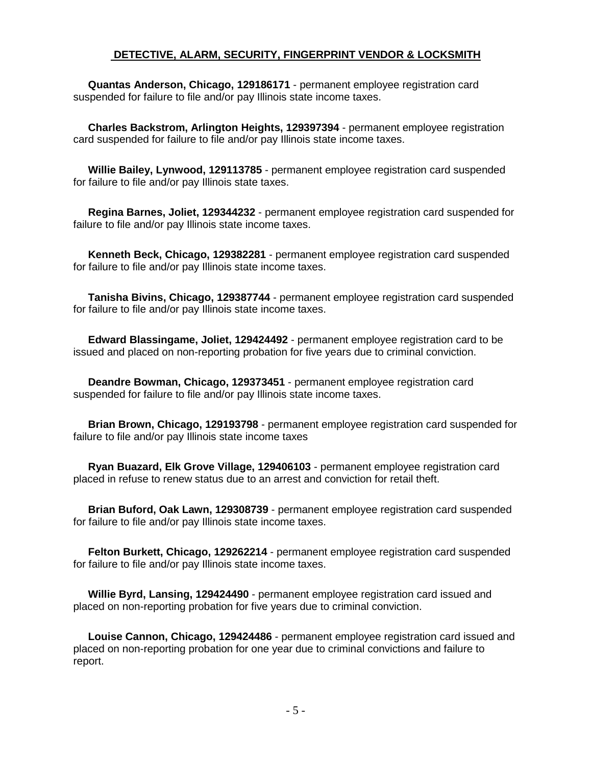## DETECTIVE, ALARM, SECURITY, FINGERPRINT VENDOR & LOCKSMITH

**Quantas Anderson, Chicago, 129186171** - permanent employee registration card suspended for failure to file and/or pay Illinois state income taxes.

**Charles Backstrom, Arlington Heights, 129397394** - permanent employee registration card suspended for failure to file and/or pay Illinois state income taxes.

**Willie Bailey, Lynwood, 129113785** - permanent employee registration card suspended for failure to file and/or pay Illinois state taxes.

**Regina Barnes, Joliet, 129344232** - permanent employee registration card suspended for failure to file and/or pay Illinois state income taxes.

**Kenneth Beck, Chicago, 129382281** - permanent employee registration card suspended for failure to file and/or pay Illinois state income taxes.

**Tanisha Bivins, Chicago, 129387744** - permanent employee registration card suspended for failure to file and/or pay Illinois state income taxes.

**Edward Blassingame, Joliet, 129424492** - permanent employee registration card to be issued and placed on non-reporting probation for five years due to criminal conviction.

**Deandre Bowman, Chicago, 129373451** - permanent employee registration card suspended for failure to file and/or pay Illinois state income taxes.

**Brian Brown, Chicago, 129193798** - permanent employee registration card suspended for failure to file and/or pay Illinois state income taxes

**Ryan Buazard, Elk Grove Village, 129406103** - permanent employee registration card placed in refuse to renew status due to an arrest and conviction for retail theft.

**Brian Buford, Oak Lawn, 129308739** - permanent employee registration card suspended for failure to file and/or pay Illinois state income taxes.

**Felton Burkett, Chicago, 129262214** - permanent employee registration card suspended for failure to file and/or pay Illinois state income taxes.

**Willie Byrd, Lansing, 129424490** - permanent employee registration card issued and placed on non-reporting probation for five years due to criminal conviction.

**Louise Cannon, Chicago, 129424486** - permanent employee registration card issued and placed on non-reporting probation for one year due to criminal convictions and failure to report.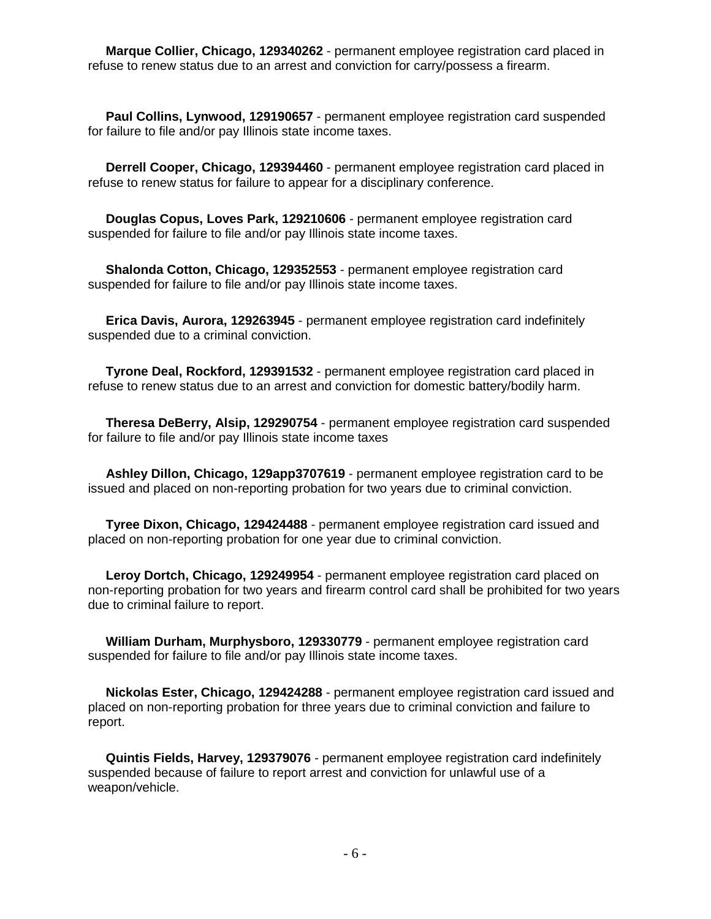**Marque Collier, Chicago, 129340262** - permanent employee registration card placed in refuse to renew status due to an arrest and conviction for carry/possess a firearm.

**Paul Collins, Lynwood, 129190657** - permanent employee registration card suspended for failure to file and/or pay Illinois state income taxes.

**Derrell Cooper, Chicago, 129394460** - permanent employee registration card placed in refuse to renew status for failure to appear for a disciplinary conference.

**Douglas Copus, Loves Park, 129210606** - permanent employee registration card suspended for failure to file and/or pay Illinois state income taxes.

**Shalonda Cotton, Chicago, 129352553** - permanent employee registration card suspended for failure to file and/or pay Illinois state income taxes.

**Erica Davis, Aurora, 129263945** - permanent employee registration card indefinitely suspended due to a criminal conviction.

**Tyrone Deal, Rockford, 129391532** - permanent employee registration card placed in refuse to renew status due to an arrest and conviction for domestic battery/bodily harm.

**Theresa DeBerry, Alsip, 129290754** - permanent employee registration card suspended for failure to file and/or pay Illinois state income taxes

**Ashley Dillon, Chicago, 129app3707619** - permanent employee registration card to be issued and placed on non-reporting probation for two years due to criminal conviction.

**Tyree Dixon, Chicago, 129424488** - permanent employee registration card issued and placed on non-reporting probation for one year due to criminal conviction.

**Leroy Dortch, Chicago, 129249954** - permanent employee registration card placed on non-reporting probation for two years and firearm control card shall be prohibited for two years due to criminal failure to report.

**William Durham, Murphysboro, 129330779** - permanent employee registration card suspended for failure to file and/or pay Illinois state income taxes.

**Nickolas Ester, Chicago, 129424288** - permanent employee registration card issued and placed on non-reporting probation for three years due to criminal conviction and failure to report.

**Quintis Fields, Harvey, 129379076** - permanent employee registration card indefinitely suspended because of failure to report arrest and conviction for unlawful use of a weapon/vehicle.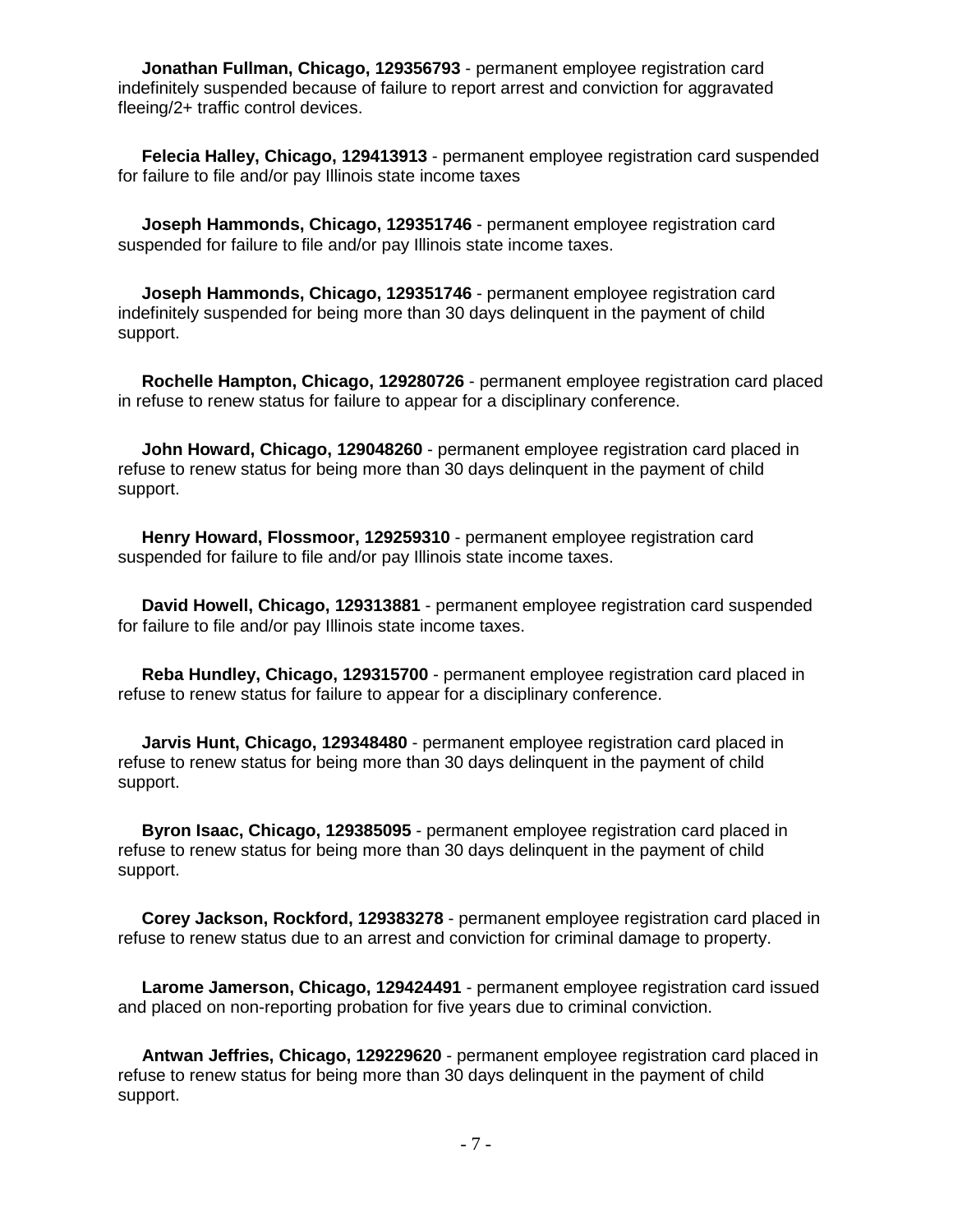**Jonathan Fullman, Chicago, 129356793** - permanent employee registration card indefinitely suspended because of failure to report arrest and conviction for aggravated fleeing/2+ traffic control devices.

**Felecia Halley, Chicago, 129413913** - permanent employee registration card suspended for failure to file and/or pay Illinois state income taxes

**Joseph Hammonds, Chicago, 129351746** - permanent employee registration card suspended for failure to file and/or pay Illinois state income taxes.

**Joseph Hammonds, Chicago, 129351746** - permanent employee registration card indefinitely suspended for being more than 30 days delinquent in the payment of child support.

**Rochelle Hampton, Chicago, 129280726** - permanent employee registration card placed in refuse to renew status for failure to appear for a disciplinary conference.

**John Howard, Chicago, 129048260** - permanent employee registration card placed in refuse to renew status for being more than 30 days delinquent in the payment of child support.

**Henry Howard, Flossmoor, 129259310** - permanent employee registration card suspended for failure to file and/or pay Illinois state income taxes.

**David Howell, Chicago, 129313881** - permanent employee registration card suspended for failure to file and/or pay Illinois state income taxes.

**Reba Hundley, Chicago, 129315700** - permanent employee registration card placed in refuse to renew status for failure to appear for a disciplinary conference.

**Jarvis Hunt, Chicago, 129348480** - permanent employee registration card placed in refuse to renew status for being more than 30 days delinquent in the payment of child support.

**Byron Isaac, Chicago, 129385095** - permanent employee registration card placed in refuse to renew status for being more than 30 days delinquent in the payment of child support.

**Corey Jackson, Rockford, 129383278** - permanent employee registration card placed in refuse to renew status due to an arrest and conviction for criminal damage to property.

**Larome Jamerson, Chicago, 129424491** - permanent employee registration card issued and placed on non-reporting probation for five years due to criminal conviction.

**Antwan Jeffries, Chicago, 129229620** - permanent employee registration card placed in refuse to renew status for being more than 30 days delinquent in the payment of child support.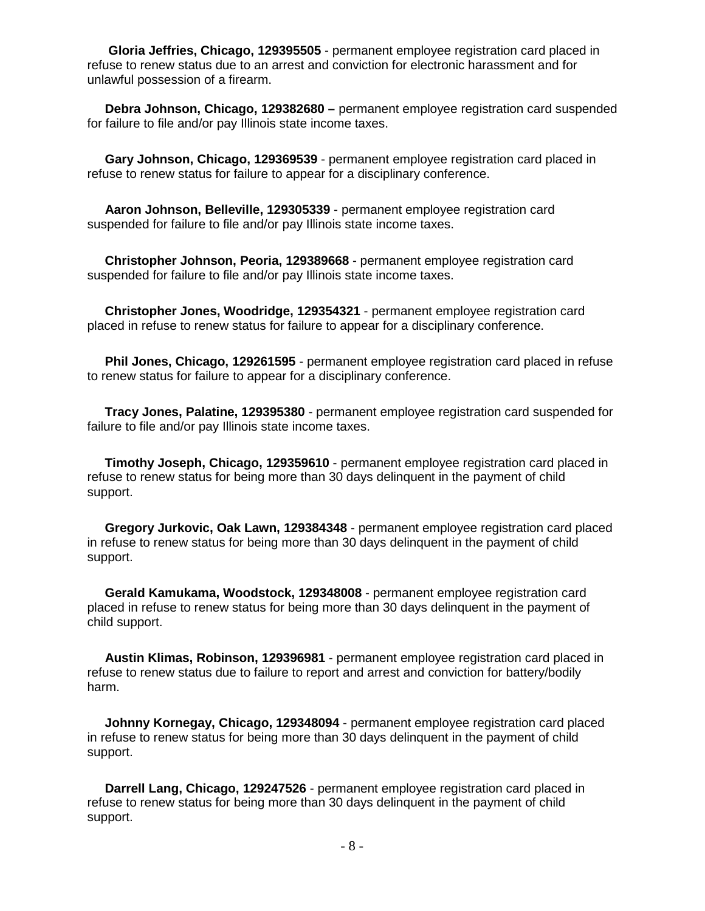**Gloria Jeffries, Chicago, 129395505** - permanent employee registration card placed in refuse to renew status due to an arrest and conviction for electronic harassment and for unlawful possession of a firearm.

**Debra Johnson, Chicago, 129382680 –** permanent employee registration card suspended for failure to file and/or pay Illinois state income taxes.

**Gary Johnson, Chicago, 129369539** - permanent employee registration card placed in refuse to renew status for failure to appear for a disciplinary conference.

**Aaron Johnson, Belleville, 129305339** - permanent employee registration card suspended for failure to file and/or pay Illinois state income taxes.

**Christopher Johnson, Peoria, 129389668** - permanent employee registration card suspended for failure to file and/or pay Illinois state income taxes.

**Christopher Jones, Woodridge, 129354321** - permanent employee registration card placed in refuse to renew status for failure to appear for a disciplinary conference.

**Phil Jones, Chicago, 129261595** - permanent employee registration card placed in refuse to renew status for failure to appear for a disciplinary conference.

**Tracy Jones, Palatine, 129395380** - permanent employee registration card suspended for failure to file and/or pay Illinois state income taxes.

**Timothy Joseph, Chicago, 129359610** - permanent employee registration card placed in refuse to renew status for being more than 30 days delinquent in the payment of child support.

**Gregory Jurkovic, Oak Lawn, 129384348** - permanent employee registration card placed in refuse to renew status for being more than 30 days delinquent in the payment of child support.

**Gerald Kamukama, Woodstock, 129348008** - permanent employee registration card placed in refuse to renew status for being more than 30 days delinquent in the payment of child support.

**Austin Klimas, Robinson, 129396981** - permanent employee registration card placed in refuse to renew status due to failure to report and arrest and conviction for battery/bodily harm.

**Johnny Kornegay, Chicago, 129348094** - permanent employee registration card placed in refuse to renew status for being more than 30 days delinquent in the payment of child support.

**Darrell Lang, Chicago, 129247526** - permanent employee registration card placed in refuse to renew status for being more than 30 days delinquent in the payment of child support.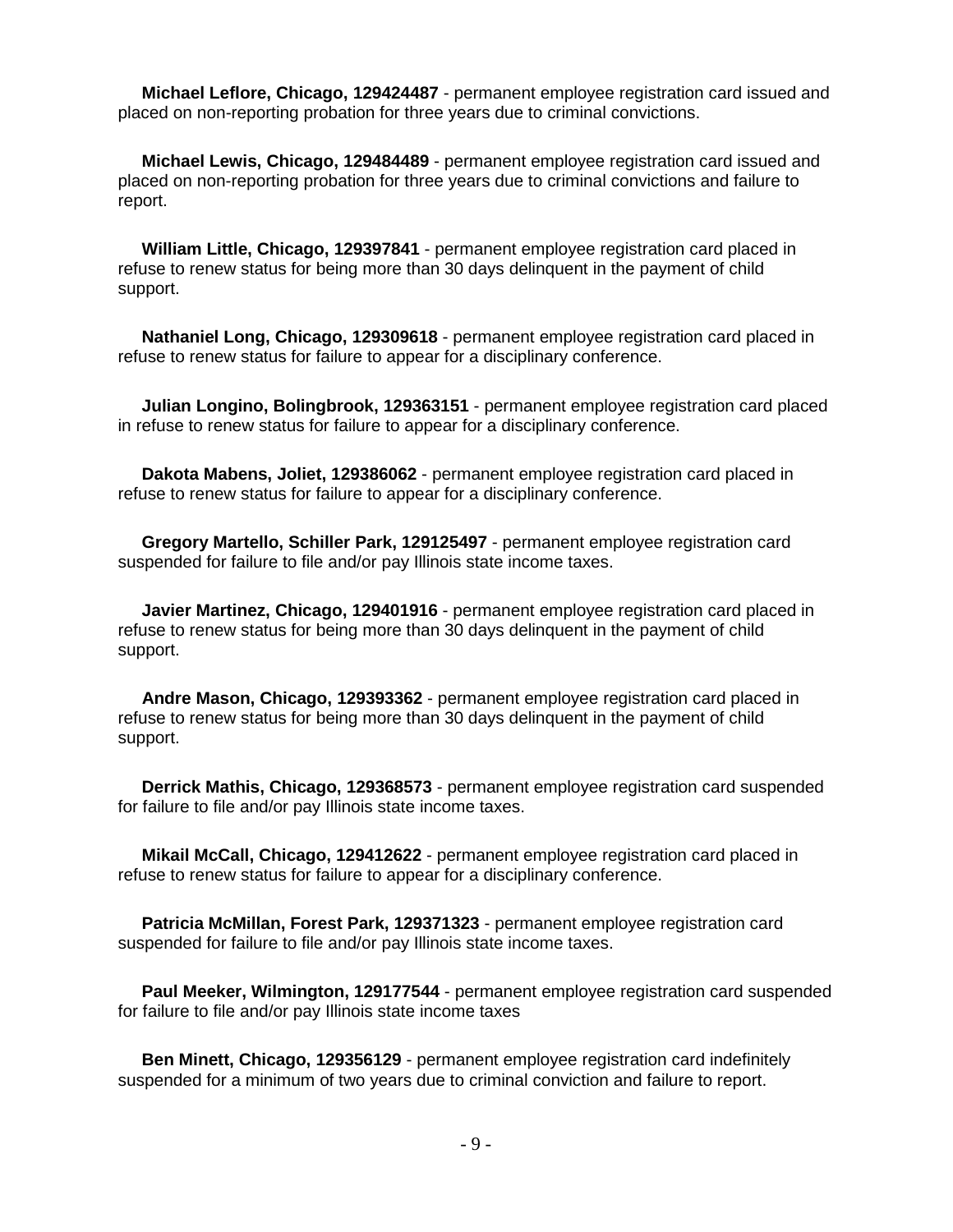**Michael Leflore, Chicago, 129424487** - permanent employee registration card issued and placed on non-reporting probation for three years due to criminal convictions.

**Michael Lewis, Chicago, 129484489** - permanent employee registration card issued and placed on non-reporting probation for three years due to criminal convictions and failure to report.

**William Little, Chicago, 129397841** - permanent employee registration card placed in refuse to renew status for being more than 30 days delinquent in the payment of child support.

**Nathaniel Long, Chicago, 129309618** - permanent employee registration card placed in refuse to renew status for failure to appear for a disciplinary conference.

**Julian Longino, Bolingbrook, 129363151** - permanent employee registration card placed in refuse to renew status for failure to appear for a disciplinary conference.

**Dakota Mabens, Joliet, 129386062** - permanent employee registration card placed in refuse to renew status for failure to appear for a disciplinary conference.

**Gregory Martello, Schiller Park, 129125497** - permanent employee registration card suspended for failure to file and/or pay Illinois state income taxes.

**Javier Martinez, Chicago, 129401916** - permanent employee registration card placed in refuse to renew status for being more than 30 days delinquent in the payment of child support.

**Andre Mason, Chicago, 129393362** - permanent employee registration card placed in refuse to renew status for being more than 30 days delinquent in the payment of child support.

**Derrick Mathis, Chicago, 129368573** - permanent employee registration card suspended for failure to file and/or pay Illinois state income taxes.

**Mikail McCall, Chicago, 129412622** - permanent employee registration card placed in refuse to renew status for failure to appear for a disciplinary conference.

**Patricia McMillan, Forest Park, 129371323** - permanent employee registration card suspended for failure to file and/or pay Illinois state income taxes.

**Paul Meeker, Wilmington, 129177544** - permanent employee registration card suspended for failure to file and/or pay Illinois state income taxes

**Ben Minett, Chicago, 129356129** - permanent employee registration card indefinitely suspended for a minimum of two years due to criminal conviction and failure to report.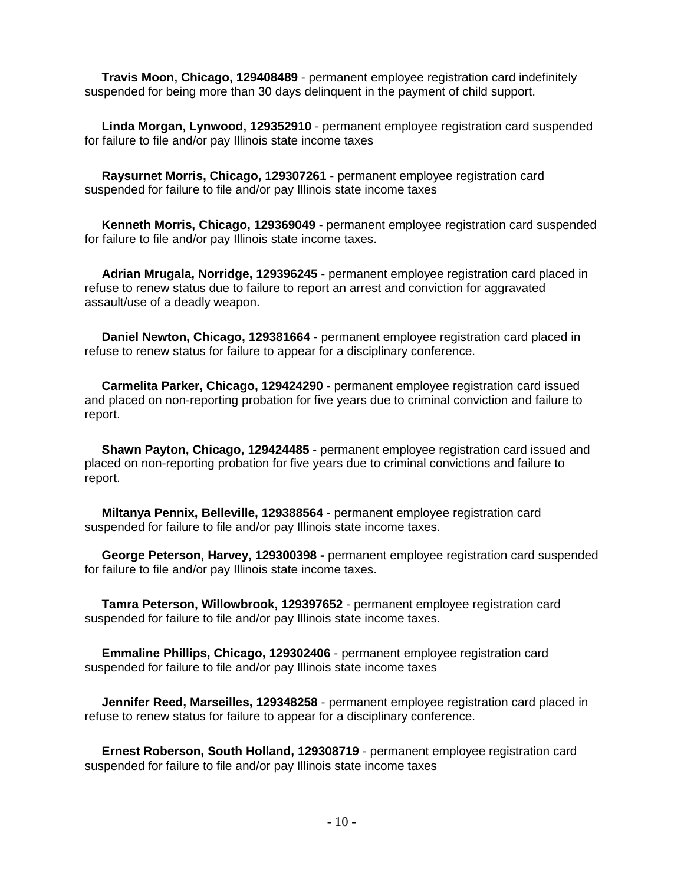**Travis Moon, Chicago, 129408489** - permanent employee registration card indefinitely suspended for being more than 30 days delinquent in the payment of child support.

**Linda Morgan, Lynwood, 129352910** - permanent employee registration card suspended for failure to file and/or pay Illinois state income taxes

**Raysurnet Morris, Chicago, 129307261** - permanent employee registration card suspended for failure to file and/or pay Illinois state income taxes

**Kenneth Morris, Chicago, 129369049** - permanent employee registration card suspended for failure to file and/or pay Illinois state income taxes.

**Adrian Mrugala, Norridge, 129396245** - permanent employee registration card placed in refuse to renew status due to failure to report an arrest and conviction for aggravated assault/use of a deadly weapon.

**Daniel Newton, Chicago, 129381664** - permanent employee registration card placed in refuse to renew status for failure to appear for a disciplinary conference.

**Carmelita Parker, Chicago, 129424290** - permanent employee registration card issued and placed on non-reporting probation for five years due to criminal conviction and failure to report.

**Shawn Payton, Chicago, 129424485** - permanent employee registration card issued and placed on non-reporting probation for five years due to criminal convictions and failure to report.

**Miltanya Pennix, Belleville, 129388564** - permanent employee registration card suspended for failure to file and/or pay Illinois state income taxes.

**George Peterson, Harvey, 129300398 -** permanent employee registration card suspended for failure to file and/or pay Illinois state income taxes.

**Tamra Peterson, Willowbrook, 129397652** - permanent employee registration card suspended for failure to file and/or pay Illinois state income taxes.

**Emmaline Phillips, Chicago, 129302406** - permanent employee registration card suspended for failure to file and/or pay Illinois state income taxes

**Jennifer Reed, Marseilles, 129348258** - permanent employee registration card placed in refuse to renew status for failure to appear for a disciplinary conference.

**Ernest Roberson, South Holland, 129308719** - permanent employee registration card suspended for failure to file and/or pay Illinois state income taxes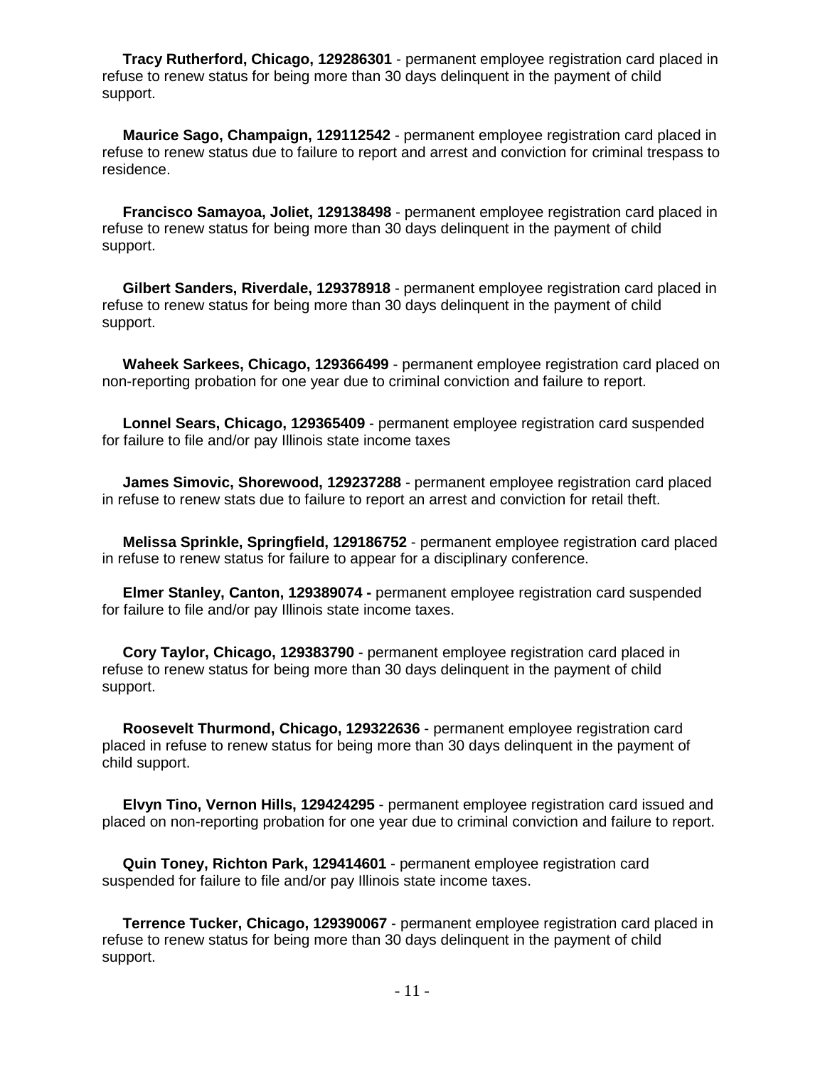**Tracy Rutherford, Chicago, 129286301** - permanent employee registration card placed in refuse to renew status for being more than 30 days delinquent in the payment of child support.

**Maurice Sago, Champaign, 129112542** - permanent employee registration card placed in refuse to renew status due to failure to report and arrest and conviction for criminal trespass to residence.

**Francisco Samayoa, Joliet, 129138498** - permanent employee registration card placed in refuse to renew status for being more than 30 days delinquent in the payment of child support.

**Gilbert Sanders, Riverdale, 129378918** - permanent employee registration card placed in refuse to renew status for being more than 30 days delinquent in the payment of child support.

**Waheek Sarkees, Chicago, 129366499** - permanent employee registration card placed on non-reporting probation for one year due to criminal conviction and failure to report.

**Lonnel Sears, Chicago, 129365409** - permanent employee registration card suspended for failure to file and/or pay Illinois state income taxes

**James Simovic, Shorewood, 129237288** - permanent employee registration card placed in refuse to renew stats due to failure to report an arrest and conviction for retail theft.

**Melissa Sprinkle, Springfield, 129186752** - permanent employee registration card placed in refuse to renew status for failure to appear for a disciplinary conference.

**Elmer Stanley, Canton, 129389074 -** permanent employee registration card suspended for failure to file and/or pay Illinois state income taxes.

**Cory Taylor, Chicago, 129383790** - permanent employee registration card placed in refuse to renew status for being more than 30 days delinquent in the payment of child support.

**Roosevelt Thurmond, Chicago, 129322636** - permanent employee registration card placed in refuse to renew status for being more than 30 days delinquent in the payment of child support.

**Elvyn Tino, Vernon Hills, 129424295** - permanent employee registration card issued and placed on non-reporting probation for one year due to criminal conviction and failure to report.

**Quin Toney, Richton Park, 129414601** - permanent employee registration card suspended for failure to file and/or pay Illinois state income taxes.

**Terrence Tucker, Chicago, 129390067** - permanent employee registration card placed in refuse to renew status for being more than 30 days delinquent in the payment of child support.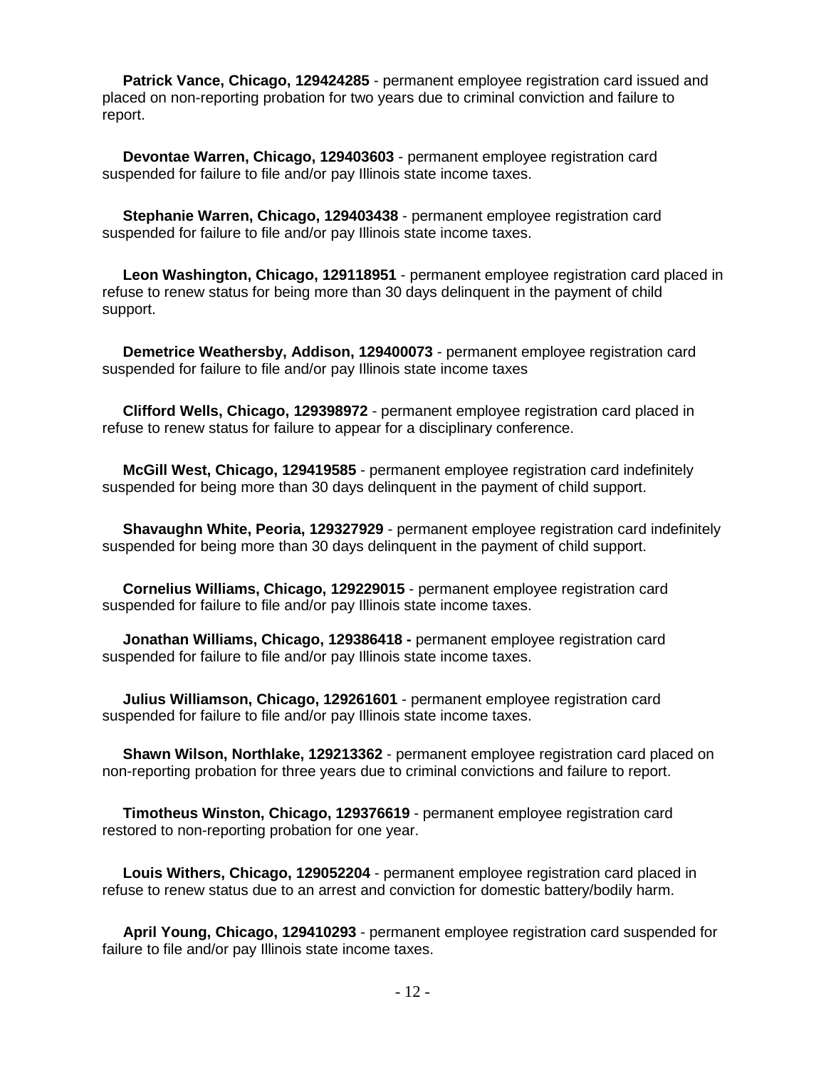**Patrick Vance, Chicago, 129424285** - permanent employee registration card issued and placed on non-reporting probation for two years due to criminal conviction and failure to report.

**Devontae Warren, Chicago, 129403603** - permanent employee registration card suspended for failure to file and/or pay Illinois state income taxes.

**Stephanie Warren, Chicago, 129403438** - permanent employee registration card suspended for failure to file and/or pay Illinois state income taxes.

**Leon Washington, Chicago, 129118951** - permanent employee registration card placed in refuse to renew status for being more than 30 days delinquent in the payment of child support.

**Demetrice Weathersby, Addison, 129400073** - permanent employee registration card suspended for failure to file and/or pay Illinois state income taxes

**Clifford Wells, Chicago, 129398972** - permanent employee registration card placed in refuse to renew status for failure to appear for a disciplinary conference.

**McGill West, Chicago, 129419585** - permanent employee registration card indefinitely suspended for being more than 30 days delinquent in the payment of child support.

**Shavaughn White, Peoria, 129327929** - permanent employee registration card indefinitely suspended for being more than 30 days delinquent in the payment of child support.

**Cornelius Williams, Chicago, 129229015** - permanent employee registration card suspended for failure to file and/or pay Illinois state income taxes.

**Jonathan Williams, Chicago, 129386418 -** permanent employee registration card suspended for failure to file and/or pay Illinois state income taxes.

**Julius Williamson, Chicago, 129261601** - permanent employee registration card suspended for failure to file and/or pay Illinois state income taxes.

**Shawn Wilson, Northlake, 129213362** - permanent employee registration card placed on non-reporting probation for three years due to criminal convictions and failure to report.

**Timotheus Winston, Chicago, 129376619** - permanent employee registration card restored to non-reporting probation for one year.

**Louis Withers, Chicago, 129052204** - permanent employee registration card placed in refuse to renew status due to an arrest and conviction for domestic battery/bodily harm.

**April Young, Chicago, 129410293** - permanent employee registration card suspended for failure to file and/or pay Illinois state income taxes.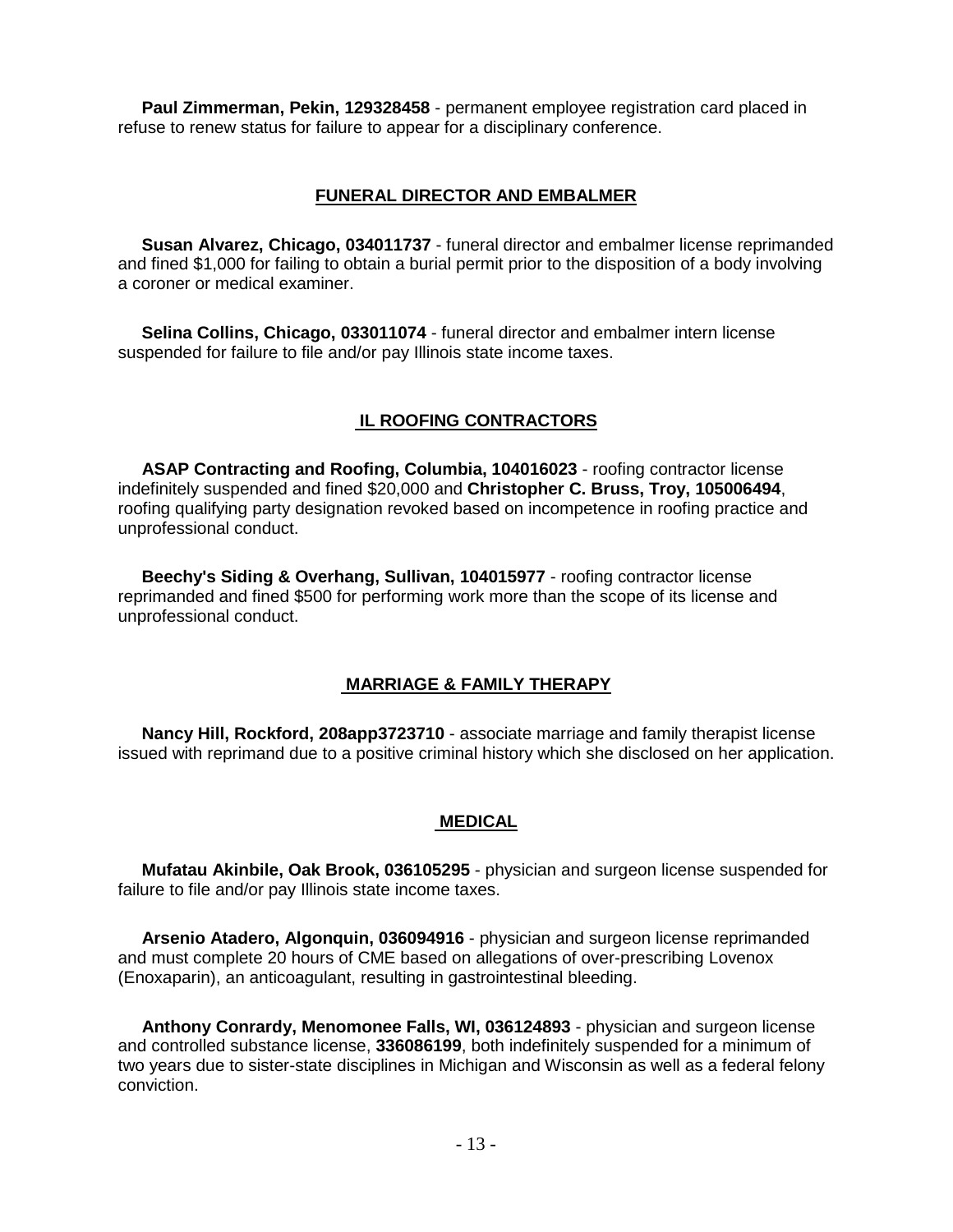**Paul Zimmerman, Pekin, 129328458** - permanent employee registration card placed in refuse to renew status for failure to appear for a disciplinary conference.

## FUNERAL DIRECTOR AND EMBALMER

**Susan Alvarez, Chicago, 034011737** - funeral director and embalmer license reprimanded and fined $1,000 for failing to obtain a burial permit prior to the disposition of a body involving a coroner or medical examiner.

**Selina Collins, Chicago, 033011074** - funeral director and embalmer intern license suspended for failure to file and/or pay Illinois state income taxes.

## IL ROOFING CONTRACTORS

**ASAP Contracting and Roofing, Columbia, 104016023** - roofing contractor license indefinitely suspended and fined $20,000 and **Christopher C. Bruss, Troy, 105006494**, roofing qualifying party designation revoked based on incompetence in roofing practice and unprofessional conduct.

**Beechy's Siding & Overhang, Sullivan, 104015977** - roofing contractor license reprimanded and fined $500 for performing work more than the scope of its license and unprofessional conduct.

## MARRIAGE & FAMILY THERAPY

**Nancy Hill, Rockford, 208app3723710** - associate marriage and family therapist license issued with reprimand due to a positive criminal history which she disclosed on her application.

## MEDICAL

**Mufatau Akinbile, Oak Brook, 036105295** - physician and surgeon license suspended for failure to file and/or pay Illinois state income taxes.

**Arsenio Atadero, Algonquin, 036094916** - physician and surgeon license reprimanded and must complete 20 hours of CME based on allegations of over-prescribing Lovenox (Enoxaparin), an anticoagulant, resulting in gastrointestinal bleeding.

**Anthony Conrardy, Menomonee Falls, WI, 036124893** - physician and surgeon license and controlled substance license, **336086199**, both indefinitely suspended for a minimum of two years due to sister-state disciplines in Michigan and Wisconsin as well as a federal felony conviction.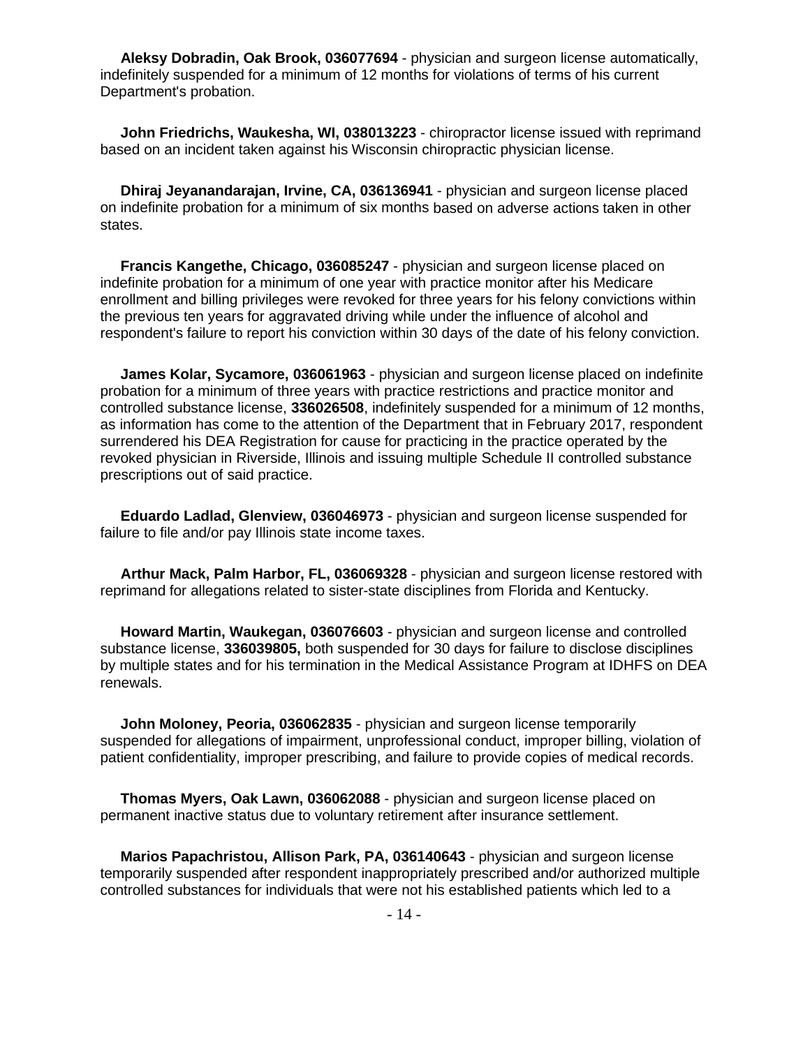**Aleksy Dobradin, Oak Brook, 036077694** - physician and surgeon license automatically, indefinitely suspended for a minimum of 12 months for violations of terms of his current Department's probation.

**John Friedrichs, Waukesha, WI, 038013223** - chiropractor license issued with reprimand based on an incident taken against his Wisconsin chiropractic physician license.

**Dhiraj Jeyanandarajan, Irvine, CA, 036136941** - physician and surgeon license placed on indefinite probation for a minimum of six months based on adverse actions taken in other states.

**Francis Kangethe, Chicago, 036085247** - physician and surgeon license placed on indefinite probation for a minimum of one year with practice monitor after his Medicare enrollment and billing privileges were revoked for three years for his felony convictions within the previous ten years for aggravated driving while under the influence of alcohol and respondent's failure to report his conviction within 30 days of the date of his felony conviction.

**James Kolar, Sycamore, 036061963** - physician and surgeon license placed on indefinite probation for a minimum of three years with practice restrictions and practice monitor and controlled substance license, **336026508**, indefinitely suspended for a minimum of 12 months, as information has come to the attention of the Department that in February 2017, respondent surrendered his DEA Registration for cause for practicing in the practice operated by the revoked physician in Riverside, Illinois and issuing multiple Schedule II controlled substance prescriptions out of said practice.

**Eduardo Ladlad, Glenview, 036046973** - physician and surgeon license suspended for failure to file and/or pay Illinois state income taxes.

**Arthur Mack, Palm Harbor, FL, 036069328** - physician and surgeon license restored with reprimand for allegations related to sister-state disciplines from Florida and Kentucky.

**Howard Martin, Waukegan, 036076603** - physician and surgeon license and controlled substance license, **336039805,** both suspended for 30 days for failure to disclose disciplines by multiple states and for his termination in the Medical Assistance Program at IDHFS on DEA renewals.

**John Moloney, Peoria, 036062835** - physician and surgeon license temporarily suspended for allegations of impairment, unprofessional conduct, improper billing, violation of patient confidentiality, improper prescribing, and failure to provide copies of medical records.

**Thomas Myers, Oak Lawn, 036062088** - physician and surgeon license placed on permanent inactive status due to voluntary retirement after insurance settlement.

**Marios Papachristou, Allison Park, PA, 036140643** - physician and surgeon license temporarily suspended after respondent inappropriately prescribed and/or authorized multiple controlled substances for individuals that were not his established patients which led to a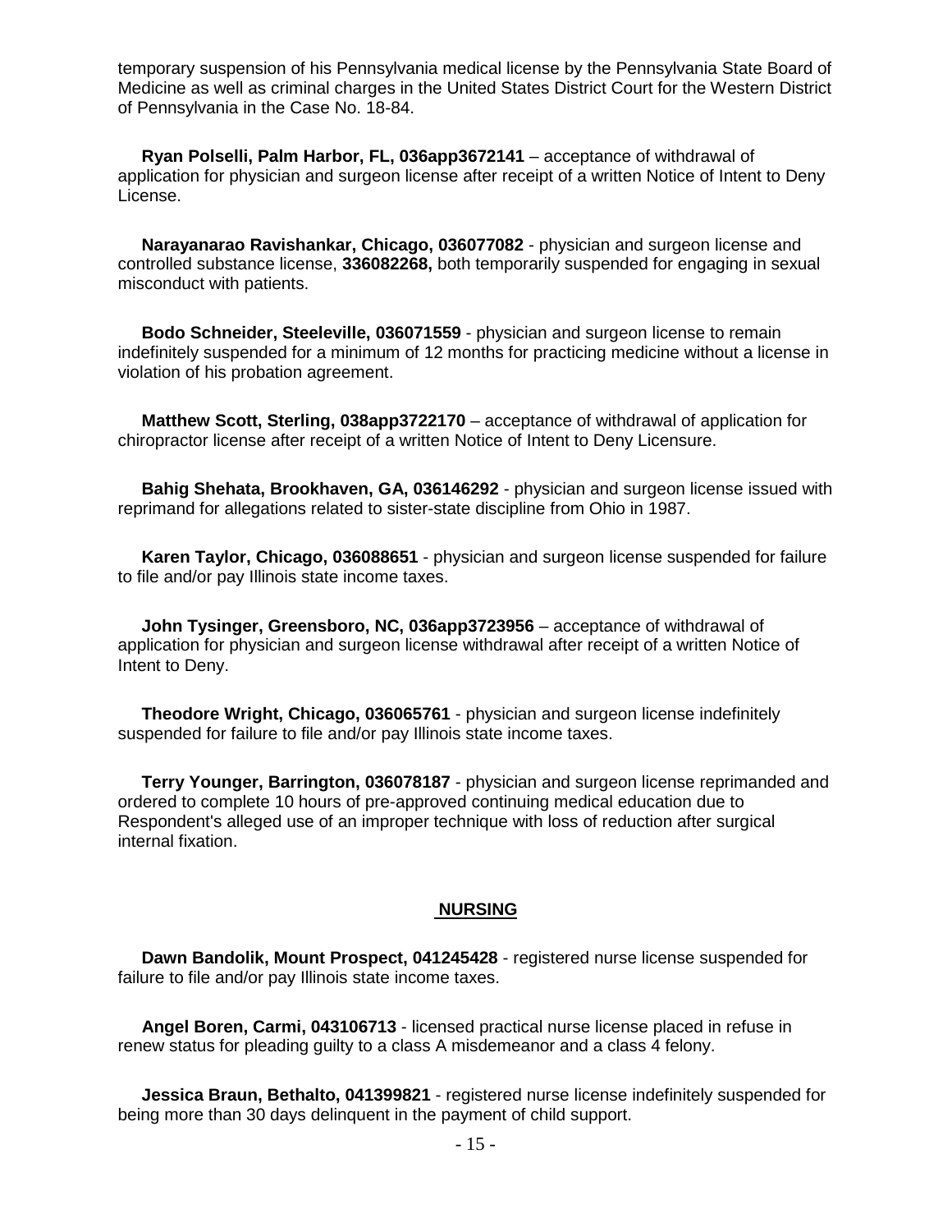temporary suspension of his Pennsylvania medical license by the Pennsylvania State Board of Medicine as well as criminal charges in the United States District Court for the Western District of Pennsylvania in the Case No. 18-84.

**Ryan Polselli, Palm Harbor, FL, 036app3672141** – acceptance of withdrawal of application for physician and surgeon license after receipt of a written Notice of Intent to Deny License.

**Narayanarao Ravishankar, Chicago, 036077082** - physician and surgeon license and controlled substance license, **336082268,** both temporarily suspended for engaging in sexual misconduct with patients.

**Bodo Schneider, Steeleville, 036071559** - physician and surgeon license to remain indefinitely suspended for a minimum of 12 months for practicing medicine without a license in violation of his probation agreement.

**Matthew Scott, Sterling, 038app3722170** – acceptance of withdrawal of application for chiropractor license after receipt of a written Notice of Intent to Deny Licensure.

**Bahig Shehata, Brookhaven, GA, 036146292** - physician and surgeon license issued with reprimand for allegations related to sister-state discipline from Ohio in 1987.

**Karen Taylor, Chicago, 036088651** - physician and surgeon license suspended for failure to file and/or pay Illinois state income taxes.

**John Tysinger, Greensboro, NC, 036app3723956** – acceptance of withdrawal of application for physician and surgeon license withdrawal after receipt of a written Notice of Intent to Deny.

**Theodore Wright, Chicago, 036065761** - physician and surgeon license indefinitely suspended for failure to file and/or pay Illinois state income taxes.

**Terry Younger, Barrington, 036078187** - physician and surgeon license reprimanded and ordered to complete 10 hours of pre-approved continuing medical education due to Respondent's alleged use of an improper technique with loss of reduction after surgical internal fixation.

## NURSING

**Dawn Bandolik, Mount Prospect, 041245428** - registered nurse license suspended for failure to file and/or pay Illinois state income taxes.

**Angel Boren, Carmi, 043106713** - licensed practical nurse license placed in refuse in renew status for pleading guilty to a class A misdemeanor and a class 4 felony.

**Jessica Braun, Bethalto, 041399821** - registered nurse license indefinitely suspended for being more than 30 days delinquent in the payment of child support.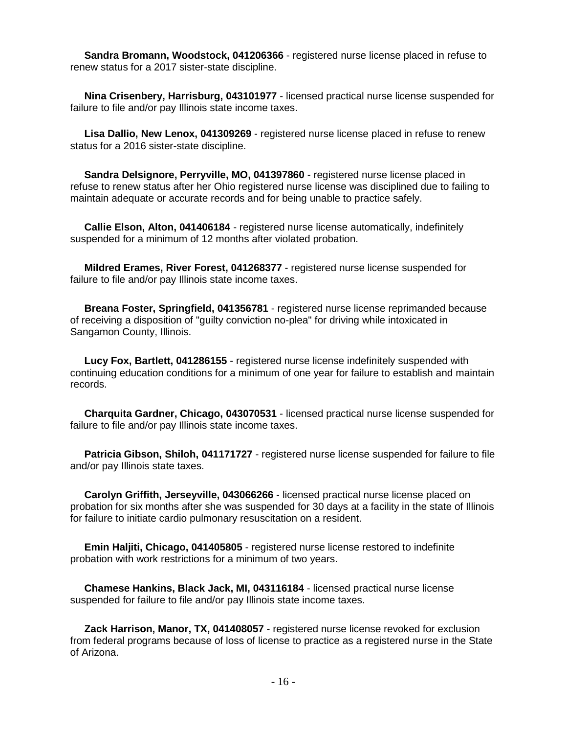**Sandra Bromann, Woodstock, 041206366** - registered nurse license placed in refuse to renew status for a 2017 sister-state discipline.

**Nina Crisenbery, Harrisburg, 043101977** - licensed practical nurse license suspended for failure to file and/or pay Illinois state income taxes.

**Lisa Dallio, New Lenox, 041309269** - registered nurse license placed in refuse to renew status for a 2016 sister-state discipline.

**Sandra Delsignore, Perryville, MO, 041397860** - registered nurse license placed in refuse to renew status after her Ohio registered nurse license was disciplined due to failing to maintain adequate or accurate records and for being unable to practice safely.

**Callie Elson, Alton, 041406184** - registered nurse license automatically, indefinitely suspended for a minimum of 12 months after violated probation.

**Mildred Erames, River Forest, 041268377** - registered nurse license suspended for failure to file and/or pay Illinois state income taxes.

**Breana Foster, Springfield, 041356781** - registered nurse license reprimanded because of receiving a disposition of "guilty conviction no-plea" for driving while intoxicated in Sangamon County, Illinois.

**Lucy Fox, Bartlett, 041286155** - registered nurse license indefinitely suspended with continuing education conditions for a minimum of one year for failure to establish and maintain records.

**Charquita Gardner, Chicago, 043070531** - licensed practical nurse license suspended for failure to file and/or pay Illinois state income taxes.

**Patricia Gibson, Shiloh, 041171727** - registered nurse license suspended for failure to file and/or pay Illinois state taxes.

**Carolyn Griffith, Jerseyville, 043066266** - licensed practical nurse license placed on probation for six months after she was suspended for 30 days at a facility in the state of Illinois for failure to initiate cardio pulmonary resuscitation on a resident.

**Emin Haljiti, Chicago, 041405805** - registered nurse license restored to indefinite probation with work restrictions for a minimum of two years.

**Chamese Hankins, Black Jack, MI, 043116184** - licensed practical nurse license suspended for failure to file and/or pay Illinois state income taxes.

**Zack Harrison, Manor, TX, 041408057** - registered nurse license revoked for exclusion from federal programs because of loss of license to practice as a registered nurse in the State of Arizona.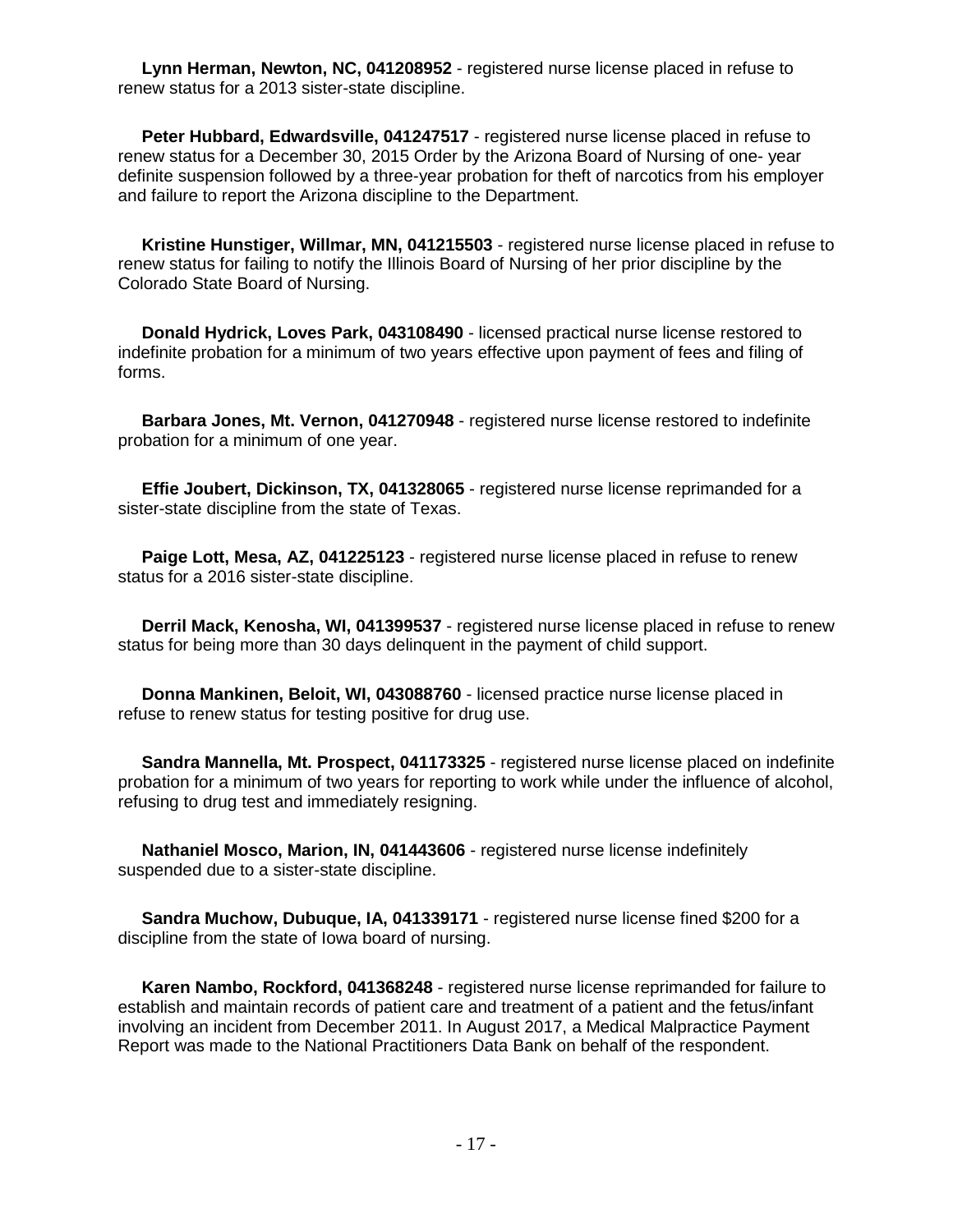**Lynn Herman, Newton, NC, 041208952** - registered nurse license placed in refuse to renew status for a 2013 sister-state discipline.

**Peter Hubbard, Edwardsville, 041247517** - registered nurse license placed in refuse to renew status for a December 30, 2015 Order by the Arizona Board of Nursing of one- year definite suspension followed by a three-year probation for theft of narcotics from his employer and failure to report the Arizona discipline to the Department.

**Kristine Hunstiger, Willmar, MN, 041215503** - registered nurse license placed in refuse to renew status for failing to notify the Illinois Board of Nursing of her prior discipline by the Colorado State Board of Nursing.

**Donald Hydrick, Loves Park, 043108490** - licensed practical nurse license restored to indefinite probation for a minimum of two years effective upon payment of fees and filing of forms.

**Barbara Jones, Mt. Vernon, 041270948** - registered nurse license restored to indefinite probation for a minimum of one year.

**Effie Joubert, Dickinson, TX, 041328065** - registered nurse license reprimanded for a sister-state discipline from the state of Texas.

**Paige Lott, Mesa, AZ, 041225123** - registered nurse license placed in refuse to renew status for a 2016 sister-state discipline.

**Derril Mack, Kenosha, WI, 041399537** - registered nurse license placed in refuse to renew status for being more than 30 days delinquent in the payment of child support.

**Donna Mankinen, Beloit, WI, 043088760** - licensed practice nurse license placed in refuse to renew status for testing positive for drug use.

**Sandra Mannella, Mt. Prospect, 041173325** - registered nurse license placed on indefinite probation for a minimum of two years for reporting to work while under the influence of alcohol, refusing to drug test and immediately resigning.

**Nathaniel Mosco, Marion, IN, 041443606** - registered nurse license indefinitely suspended due to a sister-state discipline.

**Sandra Muchow, Dubuque, IA, 041339171** - registered nurse license fined $200 for a discipline from the state of Iowa board of nursing.

**Karen Nambo, Rockford, 041368248** - registered nurse license reprimanded for failure to establish and maintain records of patient care and treatment of a patient and the fetus/infant involving an incident from December 2011. In August 2017, a Medical Malpractice Payment Report was made to the National Practitioners Data Bank on behalf of the respondent.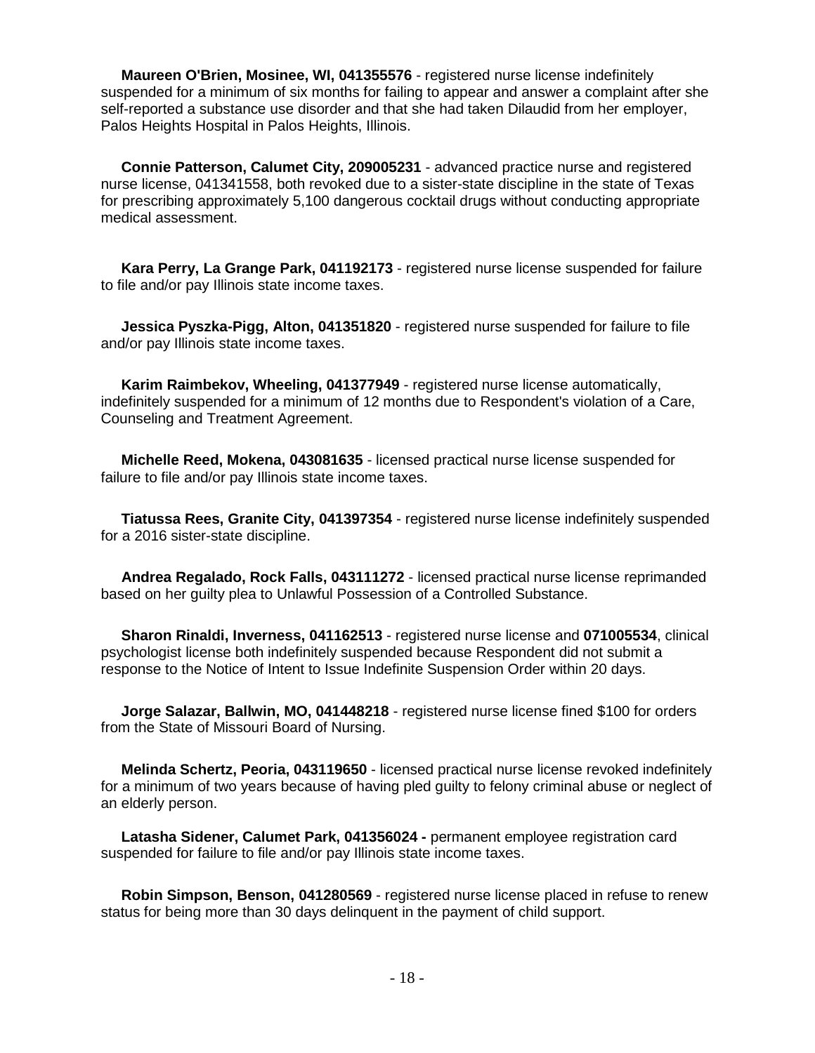**Maureen O'Brien, Mosinee, WI, 041355576** - registered nurse license indefinitely suspended for a minimum of six months for failing to appear and answer a complaint after she self-reported a substance use disorder and that she had taken Dilaudid from her employer, Palos Heights Hospital in Palos Heights, Illinois.

**Connie Patterson, Calumet City, 209005231** - advanced practice nurse and registered nurse license, 041341558, both revoked due to a sister-state discipline in the state of Texas for prescribing approximately 5,100 dangerous cocktail drugs without conducting appropriate medical assessment.

**Kara Perry, La Grange Park, 041192173** - registered nurse license suspended for failure to file and/or pay Illinois state income taxes.

**Jessica Pyszka-Pigg, Alton, 041351820** - registered nurse suspended for failure to file and/or pay Illinois state income taxes.

**Karim Raimbekov, Wheeling, 041377949** - registered nurse license automatically, indefinitely suspended for a minimum of 12 months due to Respondent's violation of a Care, Counseling and Treatment Agreement.

**Michelle Reed, Mokena, 043081635** - licensed practical nurse license suspended for failure to file and/or pay Illinois state income taxes.

**Tiatussa Rees, Granite City, 041397354** - registered nurse license indefinitely suspended for a 2016 sister-state discipline.

**Andrea Regalado, Rock Falls, 043111272** - licensed practical nurse license reprimanded based on her guilty plea to Unlawful Possession of a Controlled Substance.

**Sharon Rinaldi, Inverness, 041162513** - registered nurse license and **071005534**, clinical psychologist license both indefinitely suspended because Respondent did not submit a response to the Notice of Intent to Issue Indefinite Suspension Order within 20 days.

**Jorge Salazar, Ballwin, MO, 041448218** - registered nurse license fined $100 for orders from the State of Missouri Board of Nursing.

**Melinda Schertz, Peoria, 043119650** - licensed practical nurse license revoked indefinitely for a minimum of two years because of having pled guilty to felony criminal abuse or neglect of an elderly person.

**Latasha Sidener, Calumet Park, 041356024 -** permanent employee registration card suspended for failure to file and/or pay Illinois state income taxes.

**Robin Simpson, Benson, 041280569** - registered nurse license placed in refuse to renew status for being more than 30 days delinquent in the payment of child support.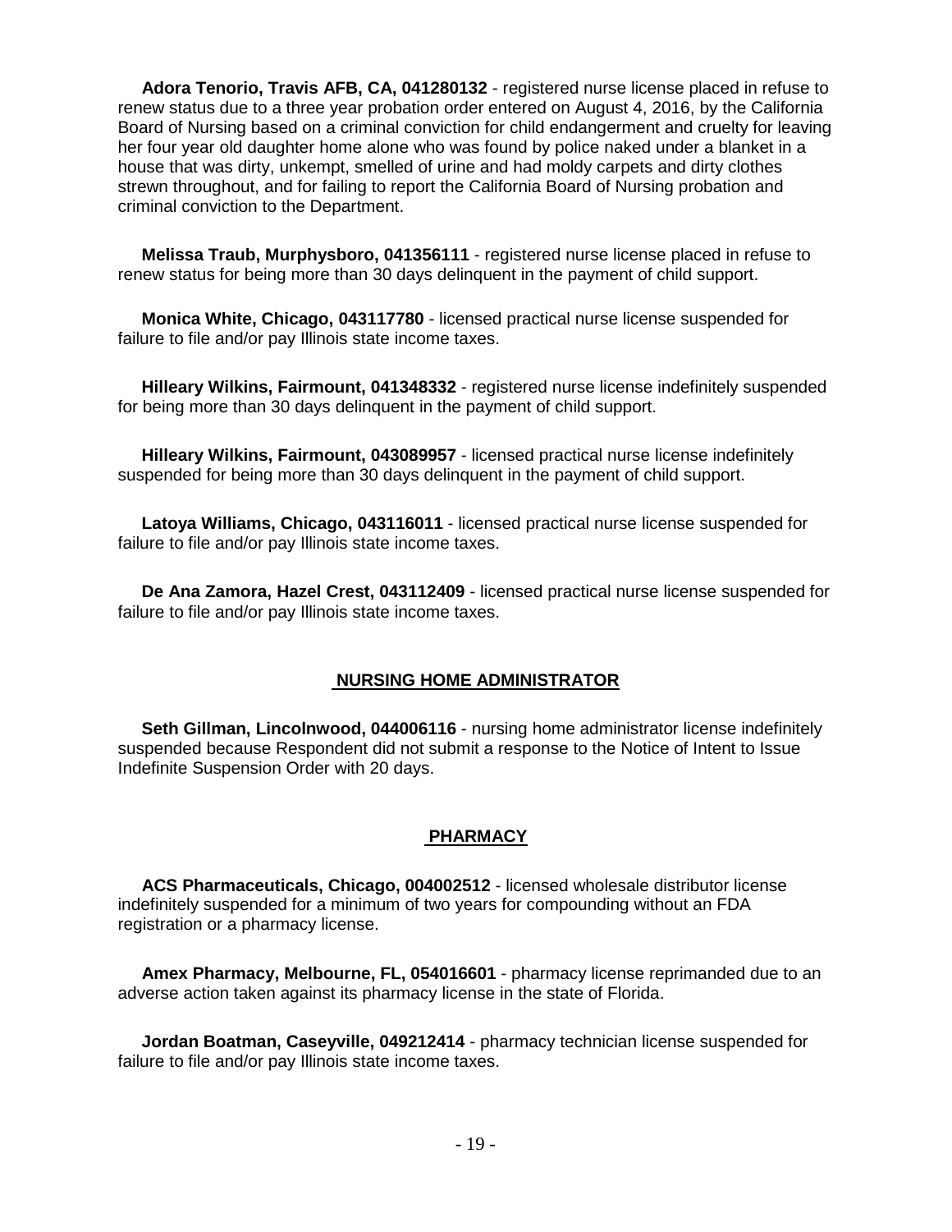**Adora Tenorio, Travis AFB, CA, 041280132** - registered nurse license placed in refuse to renew status due to a three year probation order entered on August 4, 2016, by the California Board of Nursing based on a criminal conviction for child endangerment and cruelty for leaving her four year old daughter home alone who was found by police naked under a blanket in a house that was dirty, unkempt, smelled of urine and had moldy carpets and dirty clothes strewn throughout, and for failing to report the California Board of Nursing probation and criminal conviction to the Department.

**Melissa Traub, Murphysboro, 041356111** - registered nurse license placed in refuse to renew status for being more than 30 days delinquent in the payment of child support.

**Monica White, Chicago, 043117780** - licensed practical nurse license suspended for failure to file and/or pay Illinois state income taxes.

**Hilleary Wilkins, Fairmount, 041348332** - registered nurse license indefinitely suspended for being more than 30 days delinquent in the payment of child support.

**Hilleary Wilkins, Fairmount, 043089957** - licensed practical nurse license indefinitely suspended for being more than 30 days delinquent in the payment of child support.

**Latoya Williams, Chicago, 043116011** - licensed practical nurse license suspended for failure to file and/or pay Illinois state income taxes.

**De Ana Zamora, Hazel Crest, 043112409** - licensed practical nurse license suspended for failure to file and/or pay Illinois state income taxes.

## NURSING HOME ADMINISTRATOR

**Seth Gillman, Lincolnwood, 044006116** - nursing home administrator license indefinitely suspended because Respondent did not submit a response to the Notice of Intent to Issue Indefinite Suspension Order with 20 days.

## PHARMACY

**ACS Pharmaceuticals, Chicago, 004002512** - licensed wholesale distributor license indefinitely suspended for a minimum of two years for compounding without an FDA registration or a pharmacy license.

**Amex Pharmacy, Melbourne, FL, 054016601** - pharmacy license reprimanded due to an adverse action taken against its pharmacy license in the state of Florida.

**Jordan Boatman, Caseyville, 049212414** - pharmacy technician license suspended for failure to file and/or pay Illinois state income taxes.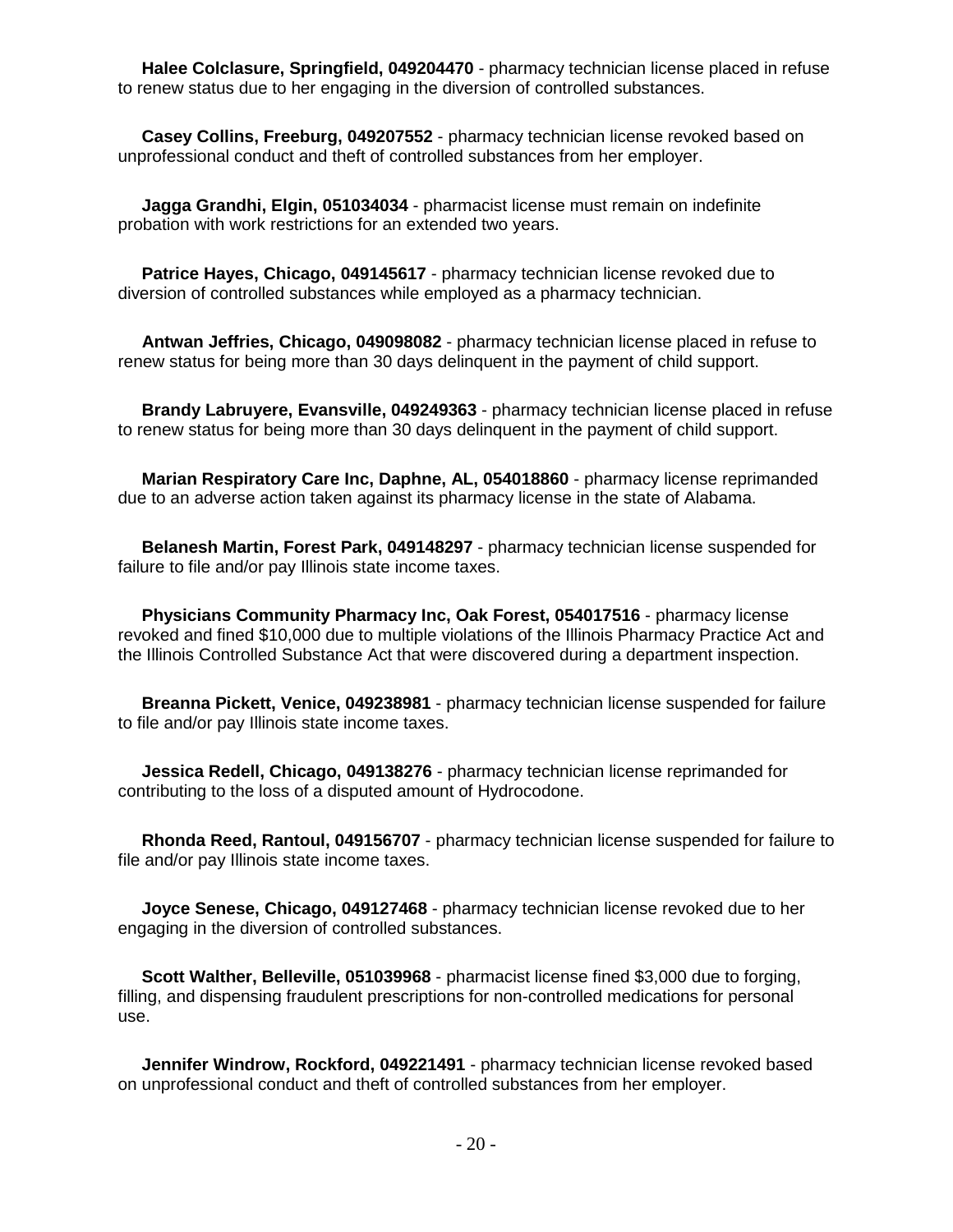**Halee Colclasure, Springfield, 049204470** - pharmacy technician license placed in refuse to renew status due to her engaging in the diversion of controlled substances.

**Casey Collins, Freeburg, 049207552** - pharmacy technician license revoked based on unprofessional conduct and theft of controlled substances from her employer.

**Jagga Grandhi, Elgin, 051034034** - pharmacist license must remain on indefinite probation with work restrictions for an extended two years.

**Patrice Hayes, Chicago, 049145617** - pharmacy technician license revoked due to diversion of controlled substances while employed as a pharmacy technician.

**Antwan Jeffries, Chicago, 049098082** - pharmacy technician license placed in refuse to renew status for being more than 30 days delinquent in the payment of child support.

**Brandy Labruyere, Evansville, 049249363** - pharmacy technician license placed in refuse to renew status for being more than 30 days delinquent in the payment of child support.

**Marian Respiratory Care Inc, Daphne, AL, 054018860** - pharmacy license reprimanded due to an adverse action taken against its pharmacy license in the state of Alabama.

**Belanesh Martin, Forest Park, 049148297** - pharmacy technician license suspended for failure to file and/or pay Illinois state income taxes.

**Physicians Community Pharmacy Inc, Oak Forest, 054017516** - pharmacy license revoked and fined $10,000 due to multiple violations of the Illinois Pharmacy Practice Act and the Illinois Controlled Substance Act that were discovered during a department inspection.

**Breanna Pickett, Venice, 049238981** - pharmacy technician license suspended for failure to file and/or pay Illinois state income taxes.

**Jessica Redell, Chicago, 049138276** - pharmacy technician license reprimanded for contributing to the loss of a disputed amount of Hydrocodone.

**Rhonda Reed, Rantoul, 049156707** - pharmacy technician license suspended for failure to file and/or pay Illinois state income taxes.

**Joyce Senese, Chicago, 049127468** - pharmacy technician license revoked due to her engaging in the diversion of controlled substances.

**Scott Walther, Belleville, 051039968** - pharmacist license fined $3,000 due to forging, filling, and dispensing fraudulent prescriptions for non-controlled medications for personal use.

**Jennifer Windrow, Rockford, 049221491** - pharmacy technician license revoked based on unprofessional conduct and theft of controlled substances from her employer.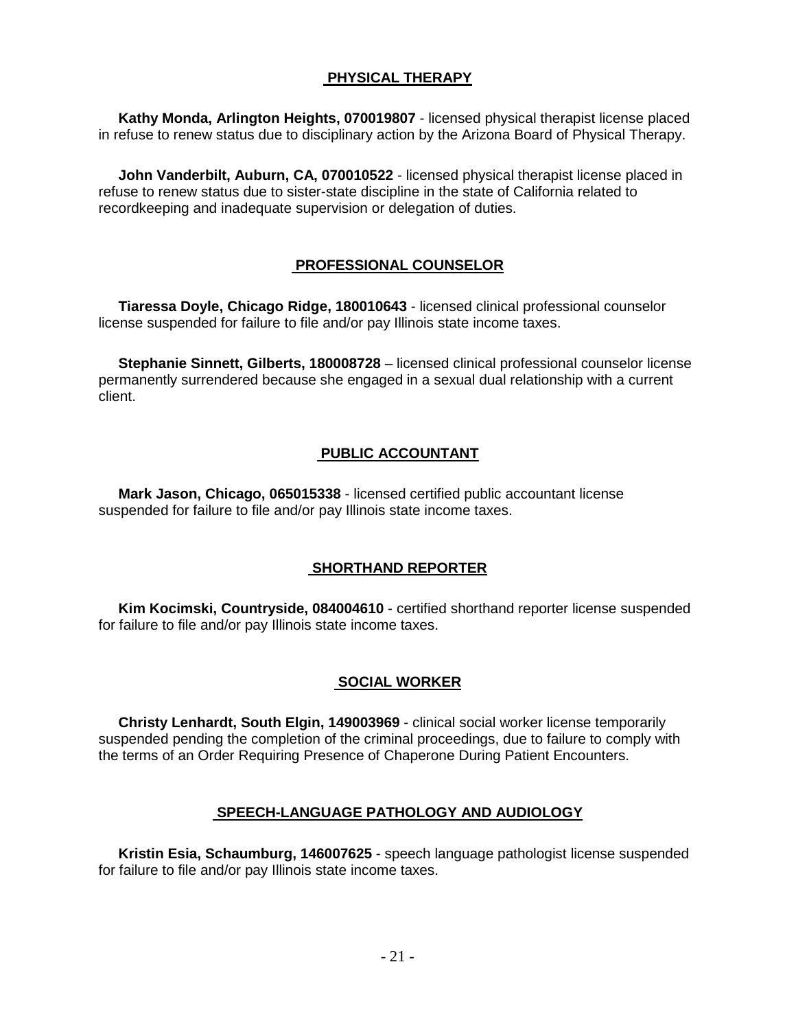## PHYSICAL THERAPY

**Kathy Monda, Arlington Heights, 070019807** - licensed physical therapist license placed in refuse to renew status due to disciplinary action by the Arizona Board of Physical Therapy.

**John Vanderbilt, Auburn, CA, 070010522** - licensed physical therapist license placed in refuse to renew status due to sister-state discipline in the state of California related to recordkeeping and inadequate supervision or delegation of duties.

## PROFESSIONAL COUNSELOR

**Tiaressa Doyle, Chicago Ridge, 180010643** - licensed clinical professional counselor license suspended for failure to file and/or pay Illinois state income taxes.

**Stephanie Sinnett, Gilberts, 180008728** – licensed clinical professional counselor license permanently surrendered because she engaged in a sexual dual relationship with a current client.

## PUBLIC ACCOUNTANT

**Mark Jason, Chicago, 065015338** - licensed certified public accountant license suspended for failure to file and/or pay Illinois state income taxes.

## SHORTHAND REPORTER

**Kim Kocimski, Countryside, 084004610** - certified shorthand reporter license suspended for failure to file and/or pay Illinois state income taxes.

## SOCIAL WORKER

**Christy Lenhardt, South Elgin, 149003969** - clinical social worker license temporarily suspended pending the completion of the criminal proceedings, due to failure to comply with the terms of an Order Requiring Presence of Chaperone During Patient Encounters.

## SPEECH-LANGUAGE PATHOLOGY AND AUDIOLOGY

**Kristin Esia, Schaumburg, 146007625** - speech language pathologist license suspended for failure to file and/or pay Illinois state income taxes.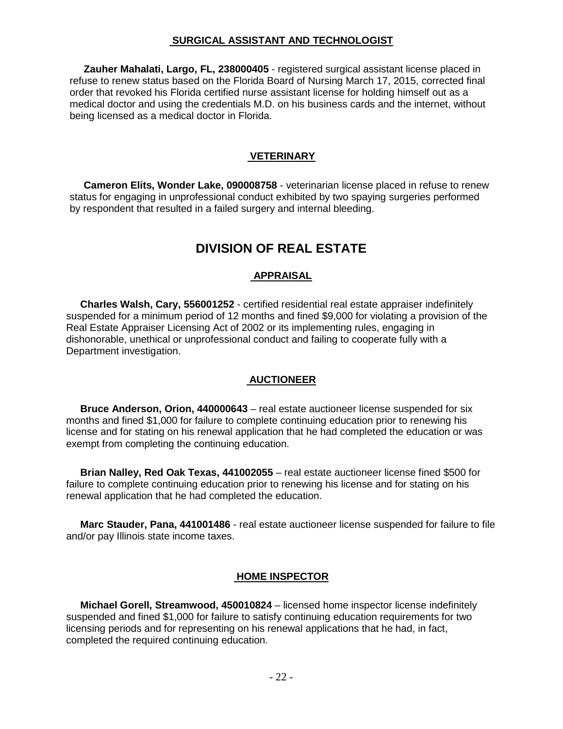### SURGICAL ASSISTANT AND TECHNOLOGIST

**Zauher Mahalati, Largo, FL, 238000405** - registered surgical assistant license placed in refuse to renew status based on the Florida Board of Nursing March 17, 2015, corrected final order that revoked his Florida certified nurse assistant license for holding himself out as a medical doctor and using the credentials M.D. on his business cards and the internet, without being licensed as a medical doctor in Florida.

### VETERINARY

**Cameron Elits, Wonder Lake, 090008758** - veterinarian license placed in refuse to renew status for engaging in unprofessional conduct exhibited by two spaying surgeries performed by respondent that resulted in a failed surgery and internal bleeding.

## DIVISION OF REAL ESTATE

### APPRAISAL

**Charles Walsh, Cary, 556001252** - certified residential real estate appraiser indefinitely suspended for a minimum period of 12 months and fined $9,000 for violating a provision of the Real Estate Appraiser Licensing Act of 2002 or its implementing rules, engaging in dishonorable, unethical or unprofessional conduct and failing to cooperate fully with a Department investigation.

### AUCTIONEER

**Bruce Anderson, Orion, 440000643** – real estate auctioneer license suspended for six months and fined $1,000 for failure to complete continuing education prior to renewing his license and for stating on his renewal application that he had completed the education or was exempt from completing the continuing education.

**Brian Nalley, Red Oak Texas, 441002055** – real estate auctioneer license fined $500 for failure to complete continuing education prior to renewing his license and for stating on his renewal application that he had completed the education.

**Marc Stauder, Pana, 441001486** - real estate auctioneer license suspended for failure to file and/or pay Illinois state income taxes.

### HOME INSPECTOR

**Michael Gorell, Streamwood, 450010824** – licensed home inspector license indefinitely suspended and fined $1,000 for failure to satisfy continuing education requirements for two licensing periods and for representing on his renewal applications that he had, in fact, completed the required continuing education.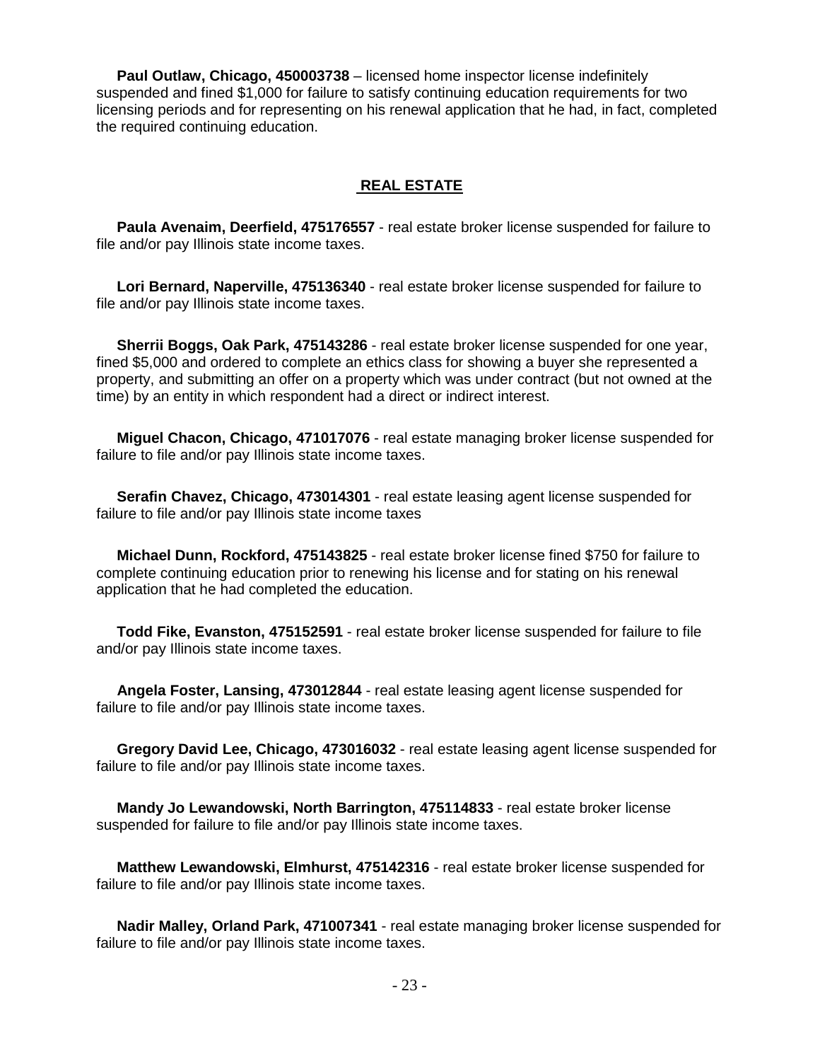**Paul Outlaw, Chicago, 450003738** – licensed home inspector license indefinitely suspended and fined $1,000 for failure to satisfy continuing education requirements for two licensing periods and for representing on his renewal application that he had, in fact, completed the required continuing education.

## REAL ESTATE

**Paula Avenaim, Deerfield, 475176557** - real estate broker license suspended for failure to file and/or pay Illinois state income taxes.

**Lori Bernard, Naperville, 475136340** - real estate broker license suspended for failure to file and/or pay Illinois state income taxes.

**Sherrii Boggs, Oak Park, 475143286** - real estate broker license suspended for one year, fined $5,000 and ordered to complete an ethics class for showing a buyer she represented a property, and submitting an offer on a property which was under contract (but not owned at the time) by an entity in which respondent had a direct or indirect interest.

**Miguel Chacon, Chicago, 471017076** - real estate managing broker license suspended for failure to file and/or pay Illinois state income taxes.

**Serafin Chavez, Chicago, 473014301** - real estate leasing agent license suspended for failure to file and/or pay Illinois state income taxes

**Michael Dunn, Rockford, 475143825** - real estate broker license fined $750 for failure to complete continuing education prior to renewing his license and for stating on his renewal application that he had completed the education.

**Todd Fike, Evanston, 475152591** - real estate broker license suspended for failure to file and/or pay Illinois state income taxes.

**Angela Foster, Lansing, 473012844** - real estate leasing agent license suspended for failure to file and/or pay Illinois state income taxes.

**Gregory David Lee, Chicago, 473016032** - real estate leasing agent license suspended for failure to file and/or pay Illinois state income taxes.

**Mandy Jo Lewandowski, North Barrington, 475114833** - real estate broker license suspended for failure to file and/or pay Illinois state income taxes.

**Matthew Lewandowski, Elmhurst, 475142316** - real estate broker license suspended for failure to file and/or pay Illinois state income taxes.

**Nadir Malley, Orland Park, 471007341** - real estate managing broker license suspended for failure to file and/or pay Illinois state income taxes.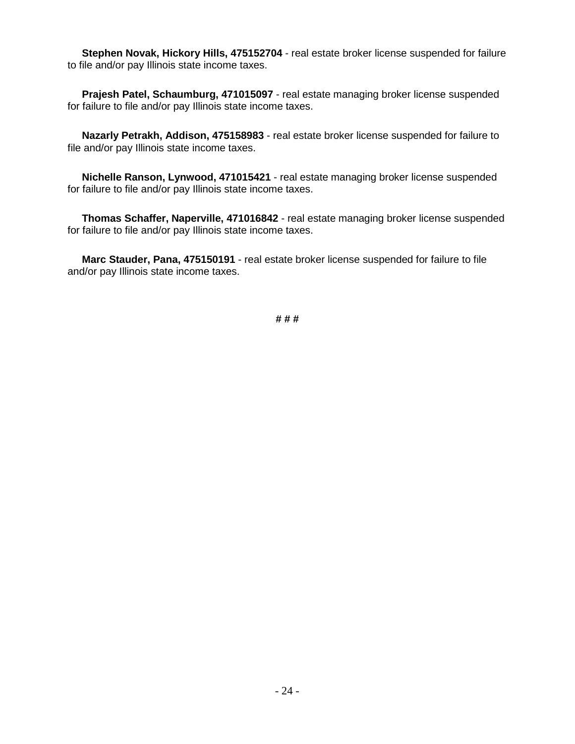**Stephen Novak, Hickory Hills, 475152704** - real estate broker license suspended for failure to file and/or pay Illinois state income taxes.

**Prajesh Patel, Schaumburg, 471015097** - real estate managing broker license suspended for failure to file and/or pay Illinois state income taxes.

**Nazarly Petrakh, Addison, 475158983** - real estate broker license suspended for failure to file and/or pay Illinois state income taxes.

**Nichelle Ranson, Lynwood, 471015421** - real estate managing broker license suspended for failure to file and/or pay Illinois state income taxes.

**Thomas Schaffer, Naperville, 471016842** - real estate managing broker license suspended for failure to file and/or pay Illinois state income taxes.

**Marc Stauder, Pana, 475150191** - real estate broker license suspended for failure to file and/or pay Illinois state income taxes.

**# # #**